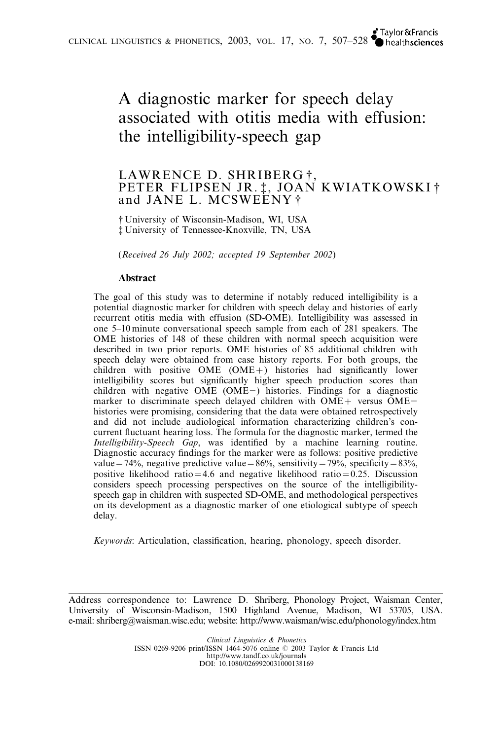# A diagnostic marker for speech delay associated with otitis media with effusion: the intelligibility-speech gap

LAWRENCE D. SHRIBERG †, PETER FLIPSEN JR. ‡, JOAN KWIATKOWSKI † and JANE L. MCSWEENY †

† University of Wisconsin-Madison, WI, USA
‡ University of Tennessee-Knoxville, TN, USA

(*Received 26 July 2002; accepted 19 September 2002*)

## Abstract

The goal of this study was to determine if notably reduced intelligibility is a potential diagnostic marker for children with speech delay and histories of early recurrent otitis media with effusion (SD-OME). Intelligibility was assessed in one 5–10 minute conversational speech sample from each of 281 speakers. The OME histories of 148 of these children with normal speech acquisition were described in two prior reports. OME histories of 85 additional children with speech delay were obtained from case history reports. For both groups, the children with positive OME (OME+) histories had significantly lower intelligibility scores but significantly higher speech production scores than children with negative OME (OME−) histories. Findings for a diagnostic marker to discriminate speech delayed children with OME+ versus OME− histories were promising, considering that the data were obtained retrospectively and did not include audiological information characterizing children's concurrent fluctuant hearing loss. The formula for the diagnostic marker, termed the *Intelligibility-Speech Gap*, was identified by a machine learning routine. Diagnostic accuracy findings for the marker were as follows: positive predictive value = 74%, negative predictive value = 86%, sensitivity = 79%, specificity = 83%, positive likelihood ratio = 4.6 and negative likelihood ratio = 0.25. Discussion considers speech processing perspectives on the source of the intelligibility-speech gap in children with suspected SD-OME, and methodological perspectives on its development as a diagnostic marker of one etiological subtype of speech delay.

*Keywords*: Articulation, classification, hearing, phonology, speech disorder.

---

Address correspondence to: Lawrence D. Shriberg, Phonology Project, Waisman Center, University of Wisconsin-Madison, 1500 Highland Avenue, Madison, WI 53705, USA. e-mail: shriberg@waisman.wisc.edu; website: http://www.waisman/wisc.edu/phonology/index.htm

*Clinical Linguistics & Phonetics*
ISSN 0269-9206 print/ISSN 1464-5076 online © 2003 Taylor & Francis Ltd
http://www.tandf.co.uk/journals
DOI: 10.1080/0269920031000138169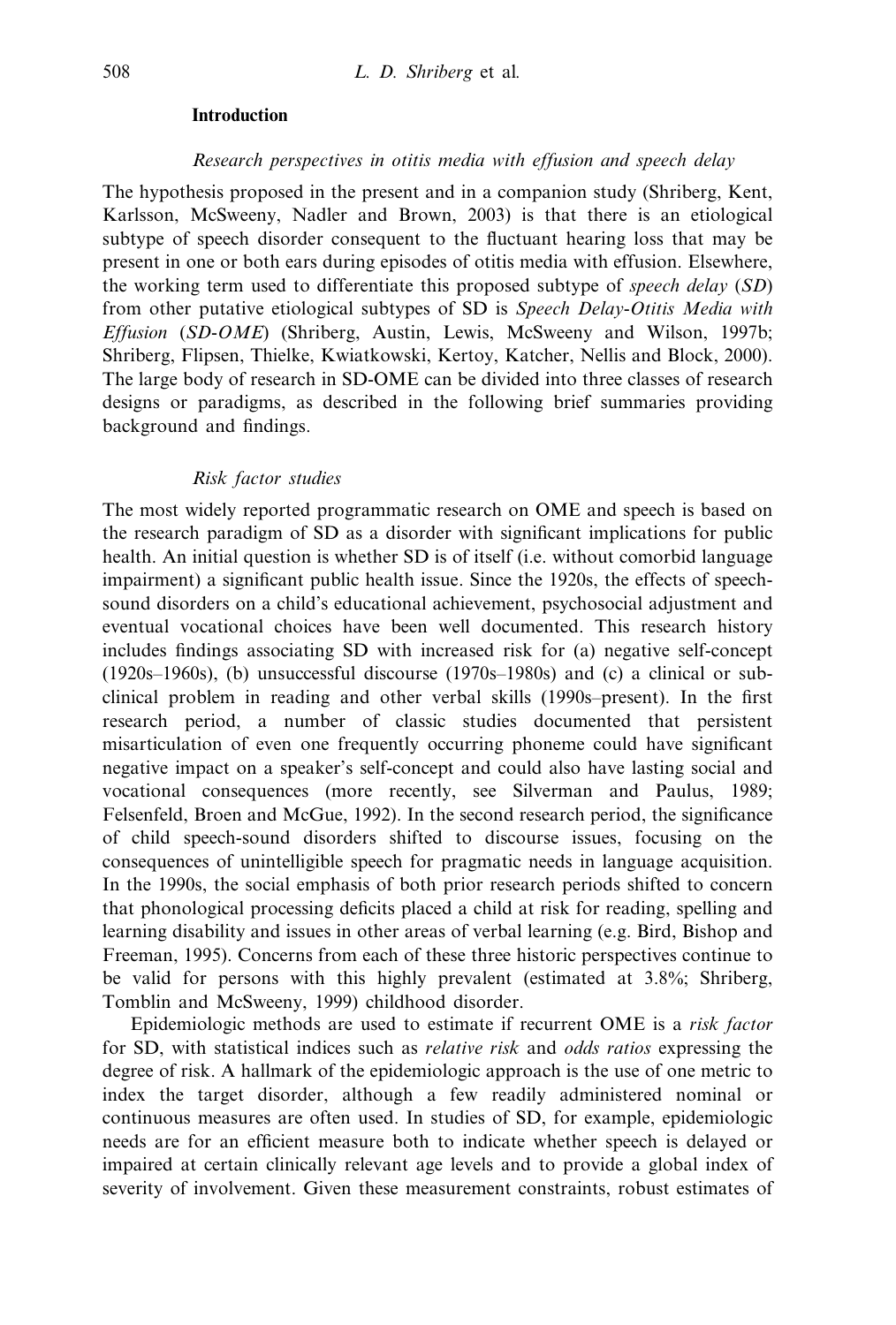## Introduction

### *Research perspectives in otitis media with effusion and speech delay*

The hypothesis proposed in the present and in a companion study (Shriberg, Kent, Karlsson, McSweeny, Nadler and Brown, 2003) is that there is an etiological subtype of speech disorder consequent to the fluctuant hearing loss that may be present in one or both ears during episodes of otitis media with effusion. Elsewhere, the working term used to differentiate this proposed subtype of *speech delay* (*SD*) from other putative etiological subtypes of SD is *Speech Delay-Otitis Media with Effusion* (*SD-OME*) (Shriberg, Austin, Lewis, McSweeny and Wilson, 1997b; Shriberg, Flipsen, Thielke, Kwiatkowski, Kertoy, Katcher, Nellis and Block, 2000). The large body of research in SD-OME can be divided into three classes of research designs or paradigms, as described in the following brief summaries providing background and findings.

### *Risk factor studies*

The most widely reported programmatic research on OME and speech is based on the research paradigm of SD as a disorder with significant implications for public health. An initial question is whether SD is of itself (i.e. without comorbid language impairment) a significant public health issue. Since the 1920s, the effects of speech-sound disorders on a child's educational achievement, psychosocial adjustment and eventual vocational choices have been well documented. This research history includes findings associating SD with increased risk for (a) negative self-concept (1920s–1960s), (b) unsuccessful discourse (1970s–1980s) and (c) a clinical or sub-clinical problem in reading and other verbal skills (1990s–present). In the first research period, a number of classic studies documented that persistent misarticulation of even one frequently occurring phoneme could have significant negative impact on a speaker's self-concept and could also have lasting social and vocational consequences (more recently, see Silverman and Paulus, 1989; Felsenfeld, Broen and McGue, 1992). In the second research period, the significance of child speech-sound disorders shifted to discourse issues, focusing on the consequences of unintelligible speech for pragmatic needs in language acquisition. In the 1990s, the social emphasis of both prior research periods shifted to concern that phonological processing deficits placed a child at risk for reading, spelling and learning disability and issues in other areas of verbal learning (e.g. Bird, Bishop and Freeman, 1995). Concerns from each of these three historic perspectives continue to be valid for persons with this highly prevalent (estimated at 3.8%; Shriberg, Tomblin and McSweeny, 1999) childhood disorder.

Epidemiologic methods are used to estimate if recurrent OME is a *risk factor* for SD, with statistical indices such as *relative risk* and *odds ratios* expressing the degree of risk. A hallmark of the epidemiologic approach is the use of one metric to index the target disorder, although a few readily administered nominal or continuous measures are often used. In studies of SD, for example, epidemiologic needs are for an efficient measure both to indicate whether speech is delayed or impaired at certain clinically relevant age levels and to provide a global index of severity of involvement. Given these measurement constraints, robust estimates of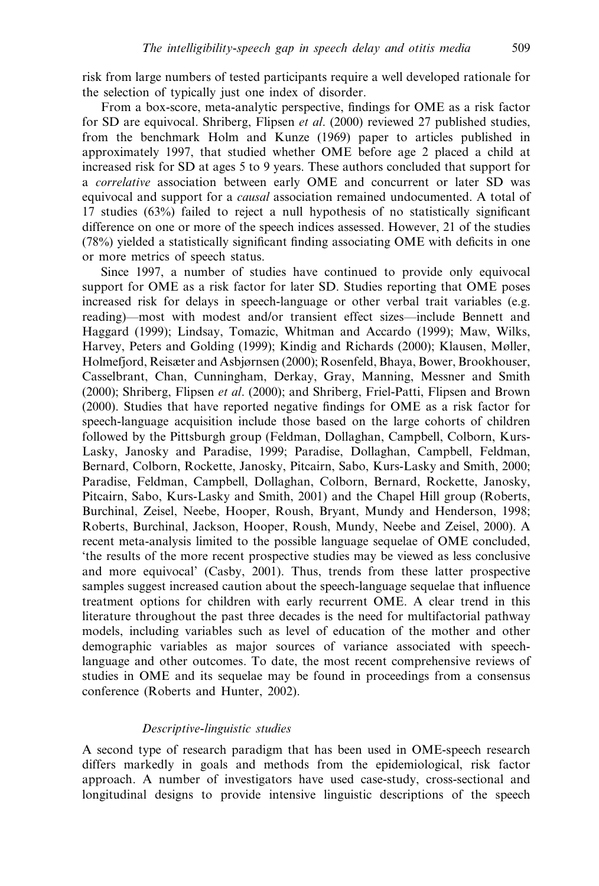risk from large numbers of tested participants require a well developed rationale for the selection of typically just one index of disorder.

From a box-score, meta-analytic perspective, findings for OME as a risk factor for SD are equivocal. Shriberg, Flipsen *et al*. (2000) reviewed 27 published studies, from the benchmark Holm and Kunze (1969) paper to articles published in approximately 1997, that studied whether OME before age 2 placed a child at increased risk for SD at ages 5 to 9 years. These authors concluded that support for a *correlative* association between early OME and concurrent or later SD was equivocal and support for a *causal* association remained undocumented. A total of 17 studies (63%) failed to reject a null hypothesis of no statistically significant difference on one or more of the speech indices assessed. However, 21 of the studies (78%) yielded a statistically significant finding associating OME with deficits in one or more metrics of speech status.

Since 1997, a number of studies have continued to provide only equivocal support for OME as a risk factor for later SD. Studies reporting that OME poses increased risk for delays in speech-language or other verbal trait variables (e.g. reading)—most with modest and/or transient effect sizes—include Bennett and Haggard (1999); Lindsay, Tomazic, Whitman and Accardo (1999); Maw, Wilks, Harvey, Peters and Golding (1999); Kindig and Richards (2000); Klausen, Møller, Holmefjord, Reisæter and Asbjørnsen (2000); Rosenfeld, Bhaya, Bower, Brookhouser, Casselbrant, Chan, Cunningham, Derkay, Gray, Manning, Messner and Smith (2000); Shriberg, Flipsen *et al*. (2000); and Shriberg, Friel-Patti, Flipsen and Brown (2000). Studies that have reported negative findings for OME as a risk factor for speech-language acquisition include those based on the large cohorts of children followed by the Pittsburgh group (Feldman, Dollaghan, Campbell, Colborn, Kurs-Lasky, Janosky and Paradise, 1999; Paradise, Dollaghan, Campbell, Feldman, Bernard, Colborn, Rockette, Janosky, Pitcairn, Sabo, Kurs-Lasky and Smith, 2000; Paradise, Feldman, Campbell, Dollaghan, Colborn, Bernard, Rockette, Janosky, Pitcairn, Sabo, Kurs-Lasky and Smith, 2001) and the Chapel Hill group (Roberts, Burchinal, Zeisel, Neebe, Hooper, Roush, Bryant, Mundy and Henderson, 1998; Roberts, Burchinal, Jackson, Hooper, Roush, Mundy, Neebe and Zeisel, 2000). A recent meta-analysis limited to the possible language sequelae of OME concluded, 'the results of the more recent prospective studies may be viewed as less conclusive and more equivocal' (Casby, 2001). Thus, trends from these latter prospective samples suggest increased caution about the speech-language sequelae that influence treatment options for children with early recurrent OME. A clear trend in this literature throughout the past three decades is the need for multifactorial pathway models, including variables such as level of education of the mother and other demographic variables as major sources of variance associated with speech-language and other outcomes. To date, the most recent comprehensive reviews of studies in OME and its sequelae may be found in proceedings from a consensus conference (Roberts and Hunter, 2002).

### *Descriptive-linguistic studies*

A second type of research paradigm that has been used in OME-speech research differs markedly in goals and methods from the epidemiological, risk factor approach. A number of investigators have used case-study, cross-sectional and longitudinal designs to provide intensive linguistic descriptions of the speech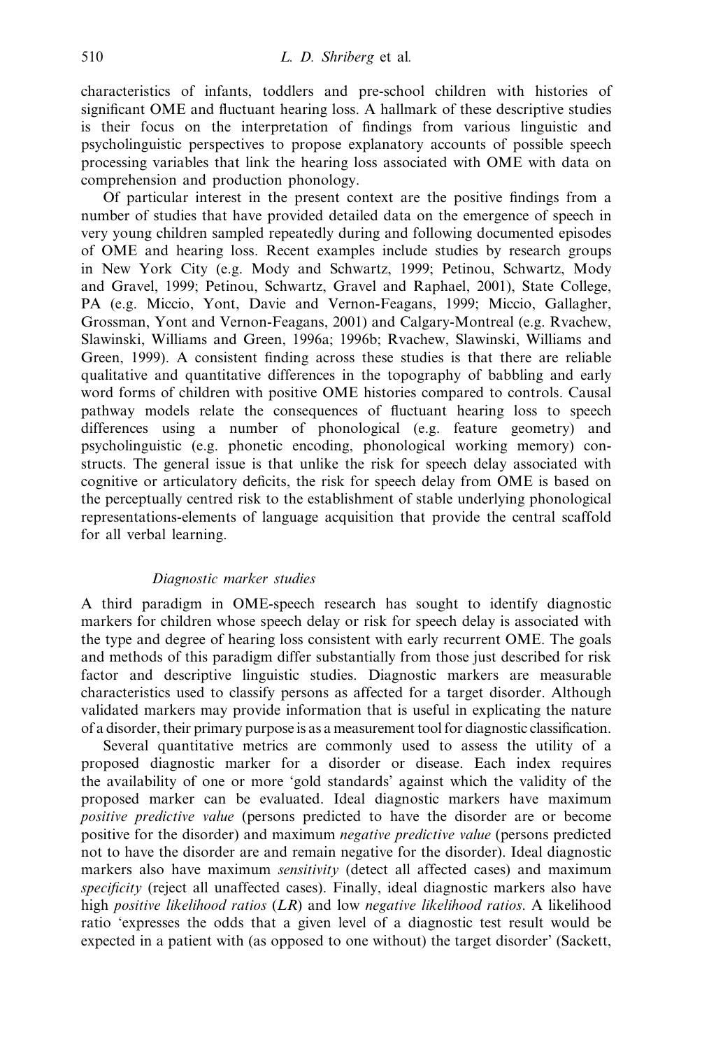characteristics of infants, toddlers and pre-school children with histories of significant OME and fluctuant hearing loss. A hallmark of these descriptive studies is their focus on the interpretation of findings from various linguistic and psycholinguistic perspectives to propose explanatory accounts of possible speech processing variables that link the hearing loss associated with OME with data on comprehension and production phonology.

Of particular interest in the present context are the positive findings from a number of studies that have provided detailed data on the emergence of speech in very young children sampled repeatedly during and following documented episodes of OME and hearing loss. Recent examples include studies by research groups in New York City (e.g. Mody and Schwartz, 1999; Petinou, Schwartz, Mody and Gravel, 1999; Petinou, Schwartz, Gravel and Raphael, 2001), State College, PA (e.g. Miccio, Yont, Davie and Vernon-Feagans, 1999; Miccio, Gallagher, Grossman, Yont and Vernon-Feagans, 2001) and Calgary-Montreal (e.g. Rvachew, Slawinski, Williams and Green, 1996a; 1996b; Rvachew, Slawinski, Williams and Green, 1999). A consistent finding across these studies is that there are reliable qualitative and quantitative differences in the topography of babbling and early word forms of children with positive OME histories compared to controls. Causal pathway models relate the consequences of fluctuant hearing loss to speech differences using a number of phonological (e.g. feature geometry) and psycholinguistic (e.g. phonetic encoding, phonological working memory) constructs. The general issue is that unlike the risk for speech delay associated with cognitive or articulatory deficits, the risk for speech delay from OME is based on the perceptually centred risk to the establishment of stable underlying phonological representations-elements of language acquisition that provide the central scaffold for all verbal learning.

### *Diagnostic marker studies*

A third paradigm in OME-speech research has sought to identify diagnostic markers for children whose speech delay or risk for speech delay is associated with the type and degree of hearing loss consistent with early recurrent OME. The goals and methods of this paradigm differ substantially from those just described for risk factor and descriptive linguistic studies. Diagnostic markers are measurable characteristics used to classify persons as affected for a target disorder. Although validated markers may provide information that is useful in explicating the nature of a disorder, their primary purpose is as a measurement tool for diagnostic classification.

Several quantitative metrics are commonly used to assess the utility of a proposed diagnostic marker for a disorder or disease. Each index requires the availability of one or more 'gold standards' against which the validity of the proposed marker can be evaluated. Ideal diagnostic markers have maximum *positive predictive value* (persons predicted to have the disorder are or become positive for the disorder) and maximum *negative predictive value* (persons predicted not to have the disorder are and remain negative for the disorder). Ideal diagnostic markers also have maximum *sensitivity* (detect all affected cases) and maximum *specificity* (reject all unaffected cases). Finally, ideal diagnostic markers also have high *positive likelihood ratios* (*LR*) and low *negative likelihood ratios*. A likelihood ratio 'expresses the odds that a given level of a diagnostic test result would be expected in a patient with (as opposed to one without) the target disorder' (Sackett,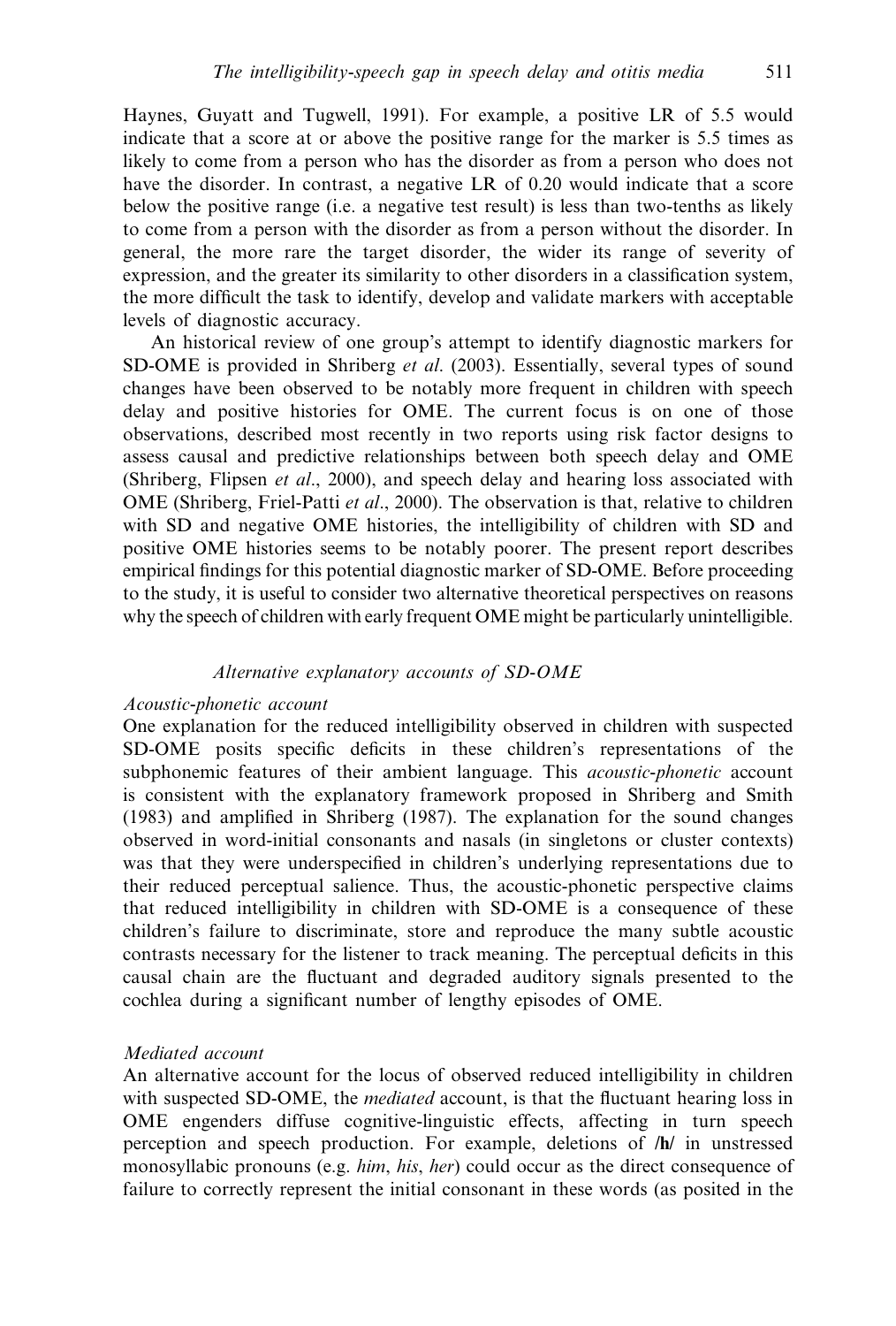Haynes, Guyatt and Tugwell, 1991). For example, a positive LR of 5.5 would indicate that a score at or above the positive range for the marker is 5.5 times as likely to come from a person who has the disorder as from a person who does not have the disorder. In contrast, a negative LR of 0.20 would indicate that a score below the positive range (i.e. a negative test result) is less than two-tenths as likely to come from a person with the disorder as from a person without the disorder. In general, the more rare the target disorder, the wider its range of severity of expression, and the greater its similarity to other disorders in a classification system, the more difficult the task to identify, develop and validate markers with acceptable levels of diagnostic accuracy.

An historical review of one group's attempt to identify diagnostic markers for SD-OME is provided in Shriberg *et al*. (2003). Essentially, several types of sound changes have been observed to be notably more frequent in children with speech delay and positive histories for OME. The current focus is on one of those observations, described most recently in two reports using risk factor designs to assess causal and predictive relationships between both speech delay and OME (Shriberg, Flipsen *et al*., 2000), and speech delay and hearing loss associated with OME (Shriberg, Friel-Patti *et al*., 2000). The observation is that, relative to children with SD and negative OME histories, the intelligibility of children with SD and positive OME histories seems to be notably poorer. The present report describes empirical findings for this potential diagnostic marker of SD-OME. Before proceeding to the study, it is useful to consider two alternative theoretical perspectives on reasons why the speech of children with early frequent OME might be particularly unintelligible.

### *Alternative explanatory accounts of SD-OME*

#### *Acoustic-phonetic account*

One explanation for the reduced intelligibility observed in children with suspected SD-OME posits specific deficits in these children's representations of the subphonemic features of their ambient language. This *acoustic-phonetic* account is consistent with the explanatory framework proposed in Shriberg and Smith (1983) and amplified in Shriberg (1987). The explanation for the sound changes observed in word-initial consonants and nasals (in singletons or cluster contexts) was that they were underspecified in children's underlying representations due to their reduced perceptual salience. Thus, the acoustic-phonetic perspective claims that reduced intelligibility in children with SD-OME is a consequence of these children's failure to discriminate, store and reproduce the many subtle acoustic contrasts necessary for the listener to track meaning. The perceptual deficits in this causal chain are the fluctuant and degraded auditory signals presented to the cochlea during a significant number of lengthy episodes of OME.

#### *Mediated account*

An alternative account for the locus of observed reduced intelligibility in children with suspected SD-OME, the *mediated* account, is that the fluctuant hearing loss in OME engenders diffuse cognitive-linguistic effects, affecting in turn speech perception and speech production. For example, deletions of **/h/** in unstressed monosyllabic pronouns (e.g. *him*, *his*, *her*) could occur as the direct consequence of failure to correctly represent the initial consonant in these words (as posited in the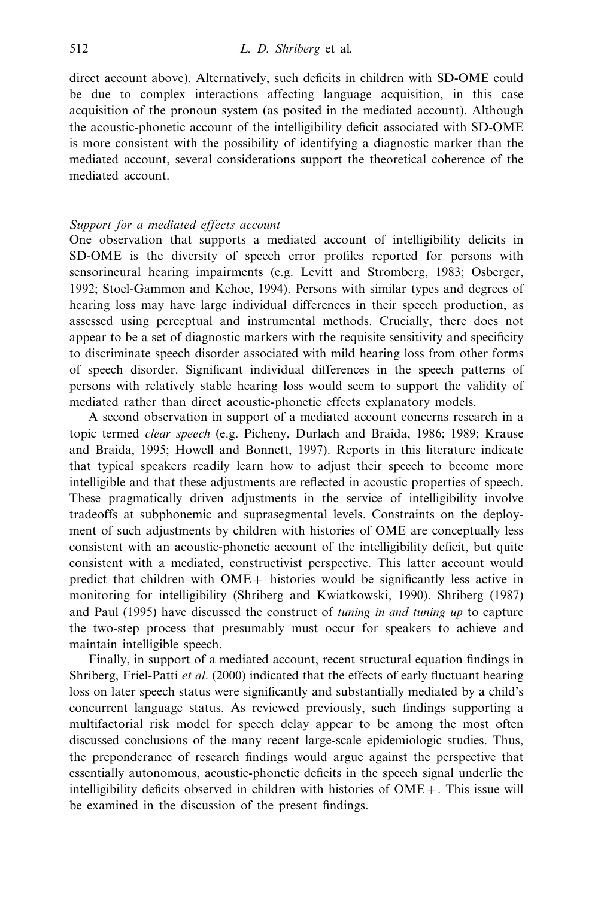direct account above). Alternatively, such deficits in children with SD-OME could be due to complex interactions affecting language acquisition, in this case acquisition of the pronoun system (as posited in the mediated account). Although the acoustic-phonetic account of the intelligibility deficit associated with SD-OME is more consistent with the possibility of identifying a diagnostic marker than the mediated account, several considerations support the theoretical coherence of the mediated account.

### *Support for a mediated effects account*

One observation that supports a mediated account of intelligibility deficits in SD-OME is the diversity of speech error profiles reported for persons with sensorineural hearing impairments (e.g. Levitt and Stromberg, 1983; Osberger, 1992; Stoel-Gammon and Kehoe, 1994). Persons with similar types and degrees of hearing loss may have large individual differences in their speech production, as assessed using perceptual and instrumental methods. Crucially, there does not appear to be a set of diagnostic markers with the requisite sensitivity and specificity to discriminate speech disorder associated with mild hearing loss from other forms of speech disorder. Significant individual differences in the speech patterns of persons with relatively stable hearing loss would seem to support the validity of mediated rather than direct acoustic-phonetic effects explanatory models.

A second observation in support of a mediated account concerns research in a topic termed *clear speech* (e.g. Picheny, Durlach and Braida, 1986; 1989; Krause and Braida, 1995; Howell and Bonnett, 1997). Reports in this literature indicate that typical speakers readily learn how to adjust their speech to become more intelligible and that these adjustments are reflected in acoustic properties of speech. These pragmatically driven adjustments in the service of intelligibility involve tradeoffs at subphonemic and suprasegmental levels. Constraints on the deployment of such adjustments by children with histories of OME are conceptually less consistent with an acoustic-phonetic account of the intelligibility deficit, but quite consistent with a mediated, constructivist perspective. This latter account would predict that children with OME+ histories would be significantly less active in monitoring for intelligibility (Shriberg and Kwiatkowski, 1990). Shriberg (1987) and Paul (1995) have discussed the construct of *tuning in and tuning up* to capture the two-step process that presumably must occur for speakers to achieve and maintain intelligible speech.

Finally, in support of a mediated account, recent structural equation findings in Shriberg, Friel-Patti *et al*. (2000) indicated that the effects of early fluctuant hearing loss on later speech status were significantly and substantially mediated by a child's concurrent language status. As reviewed previously, such findings supporting a multifactorial risk model for speech delay appear to be among the most often discussed conclusions of the many recent large-scale epidemiologic studies. Thus, the preponderance of research findings would argue against the perspective that essentially autonomous, acoustic-phonetic deficits in the speech signal underlie the intelligibility deficits observed in children with histories of OME+. This issue will be examined in the discussion of the present findings.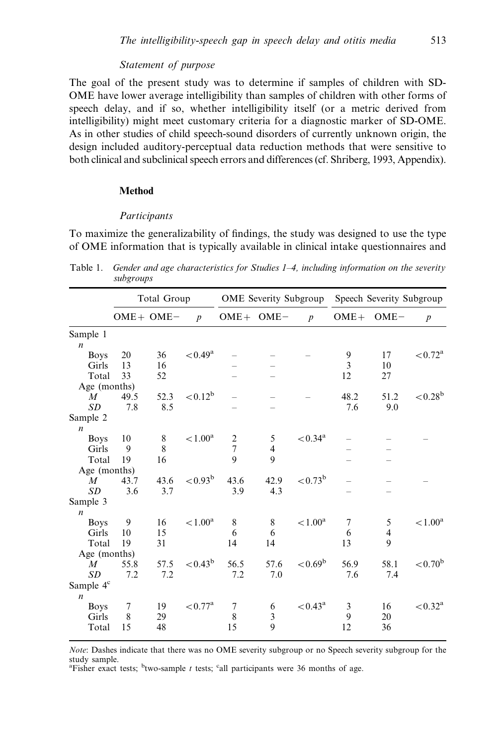### Statement of purpose

The goal of the present study was to determine if samples of children with SD-OME have lower average intelligibility than samples of children with other forms of speech delay, and if so, whether intelligibility itself (or a metric derived from intelligibility) might meet customary criteria for a diagnostic marker of SD-OME. As in other studies of child speech-sound disorders of currently unknown origin, the design included auditory-perceptual data reduction methods that were sensitive to both clinical and subclinical speech errors and differences (cf. Shriberg, 1993, Appendix).

## Method

### Participants

To maximize the generalizability of findings, the study was designed to use the type of OME information that is typically available in clinical intake questionnaires and

Table 1. *Gender and age characteristics for Studies 1–4, including information on the severity subgroups*

| | Total Group | | | OME Severity Subgroup | | | Speech Severity Subgroup | | |
|---|---|---|---|---|---|---|---|---|---|
| | OME+ | OME− | *p* | OME+ | OME− | *p* | OME+ | OME− | *p* |
| Sample 1 | | | | | | | | | |
| *n* | | | | | | | | | |
| Boys | 20 | 36 | <0.49[a] | – | – | – | 9 | 17 | <0.72[a] |
| Girls | 13 | 16 | | – | – | | 3 | 10 | |
| Total | 33 | 52 | | – | – | | 12 | 27 | |
| Age (months) | | | | | | | | | |
| *M* | 49.5 | 52.3 | <0.12[b] | – | – | – | 48.2 | 51.2 | <0.28[b] |
| *SD* | 7.8 | 8.5 | | – | – | | 7.6 | 9.0 | |
| Sample 2 | | | | | | | | | |
| *n* | | | | | | | | | |
| Boys | 10 | 8 | <1.00[a] | 2 | 5 | <0.34[a] | – | – | – |
| Girls | 9 | 8 | | 7 | 4 | | – | – | |
| Total | 19 | 16 | | 9 | 9 | | – | – | |
| Age (months) | | | | | | | | | |
| *M* | 43.7 | 43.6 | <0.93[b] | 43.6 | 42.9 | <0.73[b] | – | – | – |
| *SD* | 3.6 | 3.7 | | 3.9 | 4.3 | | – | – | |
| Sample 3 | | | | | | | | | |
| *n* | | | | | | | | | |
| Boys | 9 | 16 | <1.00[a] | 8 | 8 | <1.00[a] | 7 | 5 | <1.00[a] |
| Girls | 10 | 15 | | 6 | 6 | | 6 | 4 | |
| Total | 19 | 31 | | 14 | 14 | | 13 | 9 | |
| Age (months) | | | | | | | | | |
| *M* | 55.8 | 57.5 | <0.43[b] | 56.5 | 57.6 | <0.69[b] | 56.9 | 58.1 | <0.70[b] |
| *SD* | 7.2 | 7.2 | | 7.2 | 7.0 | | 7.6 | 7.4 | |
| Sample 4[c] | | | | | | | | | |
| *n* | | | | | | | | | |
| Boys | 7 | 19 | <0.77[a] | 7 | 6 | <0.43[a] | 3 | 16 | <0.32[a] |
| Girls | 8 | 29 | | 8 | 3 | | 9 | 20 | |
| Total | 15 | 48 | | 15 | 9 | | 12 | 36 | |

*Note*: Dashes indicate that there was no OME severity subgroup or no Speech severity subgroup for the study sample.
[a]Fisher exact tests; [b]two-sample *t* tests; [c]all participants were 36 months of age.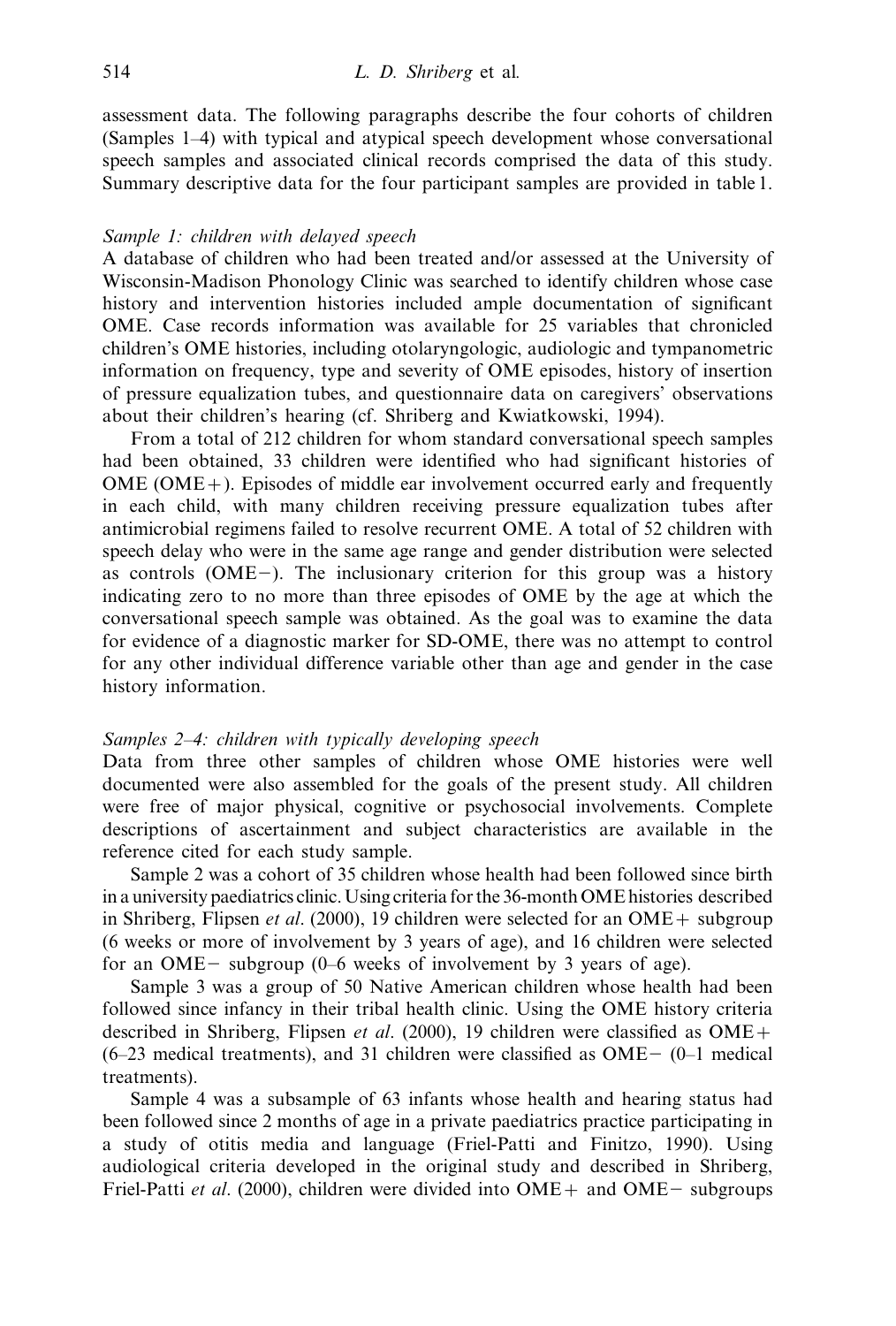assessment data. The following paragraphs describe the four cohorts of children (Samples 1–4) with typical and atypical speech development whose conversational speech samples and associated clinical records comprised the data of this study. Summary descriptive data for the four participant samples are provided in table 1.

*Sample 1: children with delayed speech*

A database of children who had been treated and/or assessed at the University of Wisconsin-Madison Phonology Clinic was searched to identify children whose case history and intervention histories included ample documentation of significant OME. Case records information was available for 25 variables that chronicled children's OME histories, including otolaryngologic, audiologic and tympanometric information on frequency, type and severity of OME episodes, history of insertion of pressure equalization tubes, and questionnaire data on caregivers' observations about their children's hearing (cf. Shriberg and Kwiatkowski, 1994).

From a total of 212 children for whom standard conversational speech samples had been obtained, 33 children were identified who had significant histories of OME (OME+). Episodes of middle ear involvement occurred early and frequently in each child, with many children receiving pressure equalization tubes after antimicrobial regimens failed to resolve recurrent OME. A total of 52 children with speech delay who were in the same age range and gender distribution were selected as controls (OME−). The inclusionary criterion for this group was a history indicating zero to no more than three episodes of OME by the age at which the conversational speech sample was obtained. As the goal was to examine the data for evidence of a diagnostic marker for SD-OME, there was no attempt to control for any other individual difference variable other than age and gender in the case history information.

*Samples 2–4: children with typically developing speech*

Data from three other samples of children whose OME histories were well documented were also assembled for the goals of the present study. All children were free of major physical, cognitive or psychosocial involvements. Complete descriptions of ascertainment and subject characteristics are available in the reference cited for each study sample.

Sample 2 was a cohort of 35 children whose health had been followed since birth in a university paediatrics clinic. Using criteria for the 36-month OME histories described in Shriberg, Flipsen *et al*. (2000), 19 children were selected for an OME+ subgroup (6 weeks or more of involvement by 3 years of age), and 16 children were selected for an OME− subgroup (0–6 weeks of involvement by 3 years of age).

Sample 3 was a group of 50 Native American children whose health had been followed since infancy in their tribal health clinic. Using the OME history criteria described in Shriberg, Flipsen *et al*. (2000), 19 children were classified as OME+ (6–23 medical treatments), and 31 children were classified as OME− (0–1 medical treatments).

Sample 4 was a subsample of 63 infants whose health and hearing status had been followed since 2 months of age in a private paediatrics practice participating in a study of otitis media and language (Friel-Patti and Finitzo, 1990). Using audiological criteria developed in the original study and described in Shriberg, Friel-Patti *et al*. (2000), children were divided into OME+ and OME− subgroups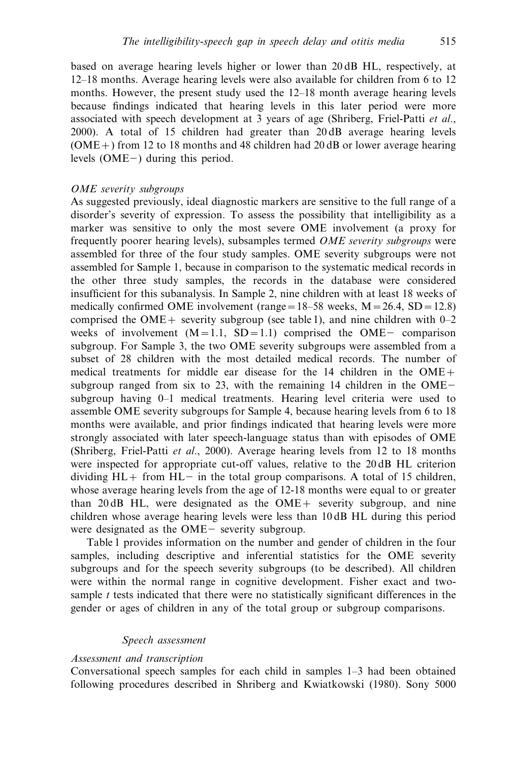based on average hearing levels higher or lower than 20 dB HL, respectively, at 12–18 months. Average hearing levels were also available for children from 6 to 12 months. However, the present study used the 12–18 month average hearing levels because findings indicated that hearing levels in this later period were more associated with speech development at 3 years of age (Shriberg, Friel-Patti *et al.*, 2000). A total of 15 children had greater than 20 dB average hearing levels (OME+) from 12 to 18 months and 48 children had 20 dB or lower average hearing levels (OME−) during this period.

*OME severity subgroups*

As suggested previously, ideal diagnostic markers are sensitive to the full range of a disorder's severity of expression. To assess the possibility that intelligibility as a marker was sensitive to only the most severe OME involvement (a proxy for frequently poorer hearing levels), subsamples termed *OME severity subgroups* were assembled for three of the four study samples. OME severity subgroups were not assembled for Sample 1, because in comparison to the systematic medical records in the other three study samples, the records in the database were considered insufficient for this subanalysis. In Sample 2, nine children with at least 18 weeks of medically confirmed OME involvement (range = 18–58 weeks, M = 26.4, SD = 12.8) comprised the OME+ severity subgroup (see table 1), and nine children with 0–2 weeks of involvement (M = 1.1, SD = 1.1) comprised the OME− comparison subgroup. For Sample 3, the two OME severity subgroups were assembled from a subset of 28 children with the most detailed medical records. The number of medical treatments for middle ear disease for the 14 children in the OME+ subgroup ranged from six to 23, with the remaining 14 children in the OME− subgroup having 0–1 medical treatments. Hearing level criteria were used to assemble OME severity subgroups for Sample 4, because hearing levels from 6 to 18 months were available, and prior findings indicated that hearing levels were more strongly associated with later speech-language status than with episodes of OME (Shriberg, Friel-Patti *et al.*, 2000). Average hearing levels from 12 to 18 months were inspected for appropriate cut-off values, relative to the 20 dB HL criterion dividing HL+ from HL− in the total group comparisons. A total of 15 children, whose average hearing levels from the age of 12-18 months were equal to or greater than 20 dB HL, were designated as the OME+ severity subgroup, and nine children whose average hearing levels were less than 10 dB HL during this period were designated as the OME− severity subgroup.

Table 1 provides information on the number and gender of children in the four samples, including descriptive and inferential statistics for the OME severity subgroups and for the speech severity subgroups (to be described). All children were within the normal range in cognitive development. Fisher exact and two-sample *t* tests indicated that there were no statistically significant differences in the gender or ages of children in any of the total group or subgroup comparisons.

### *Speech assessment*

*Assessment and transcription*

Conversational speech samples for each child in samples 1–3 had been obtained following procedures described in Shriberg and Kwiatkowski (1980). Sony 5000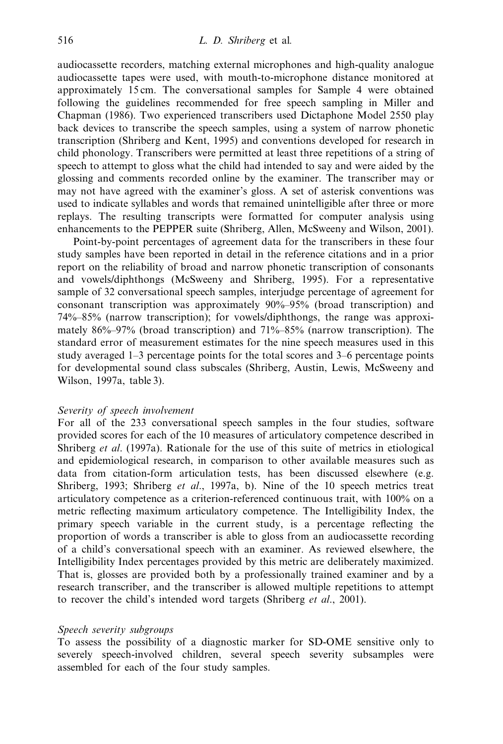audiocassette recorders, matching external microphones and high-quality analogue audiocassette tapes were used, with mouth-to-microphone distance monitored at approximately 15 cm. The conversational samples for Sample 4 were obtained following the guidelines recommended for free speech sampling in Miller and Chapman (1986). Two experienced transcribers used Dictaphone Model 2550 play back devices to transcribe the speech samples, using a system of narrow phonetic transcription (Shriberg and Kent, 1995) and conventions developed for research in child phonology. Transcribers were permitted at least three repetitions of a string of speech to attempt to gloss what the child had intended to say and were aided by the glossing and comments recorded online by the examiner. The transcriber may or may not have agreed with the examiner's gloss. A set of asterisk conventions was used to indicate syllables and words that remained unintelligible after three or more replays. The resulting transcripts were formatted for computer analysis using enhancements to the PEPPER suite (Shriberg, Allen, McSweeny and Wilson, 2001).

Point-by-point percentages of agreement data for the transcribers in these four study samples have been reported in detail in the reference citations and in a prior report on the reliability of broad and narrow phonetic transcription of consonants and vowels/diphthongs (McSweeny and Shriberg, 1995). For a representative sample of 32 conversational speech samples, interjudge percentage of agreement for consonant transcription was approximately 90%–95% (broad transcription) and 74%–85% (narrow transcription); for vowels/diphthongs, the range was approximately 86%–97% (broad transcription) and 71%–85% (narrow transcription). The standard error of measurement estimates for the nine speech measures used in this study averaged 1–3 percentage points for the total scores and 3–6 percentage points for developmental sound class subscales (Shriberg, Austin, Lewis, McSweeny and Wilson, 1997a, table 3).

*Severity of speech involvement*

For all of the 233 conversational speech samples in the four studies, software provided scores for each of the 10 measures of articulatory competence described in Shriberg *et al*. (1997a). Rationale for the use of this suite of metrics in etiological and epidemiological research, in comparison to other available measures such as data from citation-form articulation tests, has been discussed elsewhere (e.g. Shriberg, 1993; Shriberg *et al*., 1997a, b). Nine of the 10 speech metrics treat articulatory competence as a criterion-referenced continuous trait, with 100% on a metric reflecting maximum articulatory competence. The Intelligibility Index, the primary speech variable in the current study, is a percentage reflecting the proportion of words a transcriber is able to gloss from an audiocassette recording of a child's conversational speech with an examiner. As reviewed elsewhere, the Intelligibility Index percentages provided by this metric are deliberately maximized. That is, glosses are provided both by a professionally trained examiner and by a research transcriber, and the transcriber is allowed multiple repetitions to attempt to recover the child's intended word targets (Shriberg *et al*., 2001).

*Speech severity subgroups*

To assess the possibility of a diagnostic marker for SD-OME sensitive only to severely speech-involved children, several speech severity subsamples were assembled for each of the four study samples.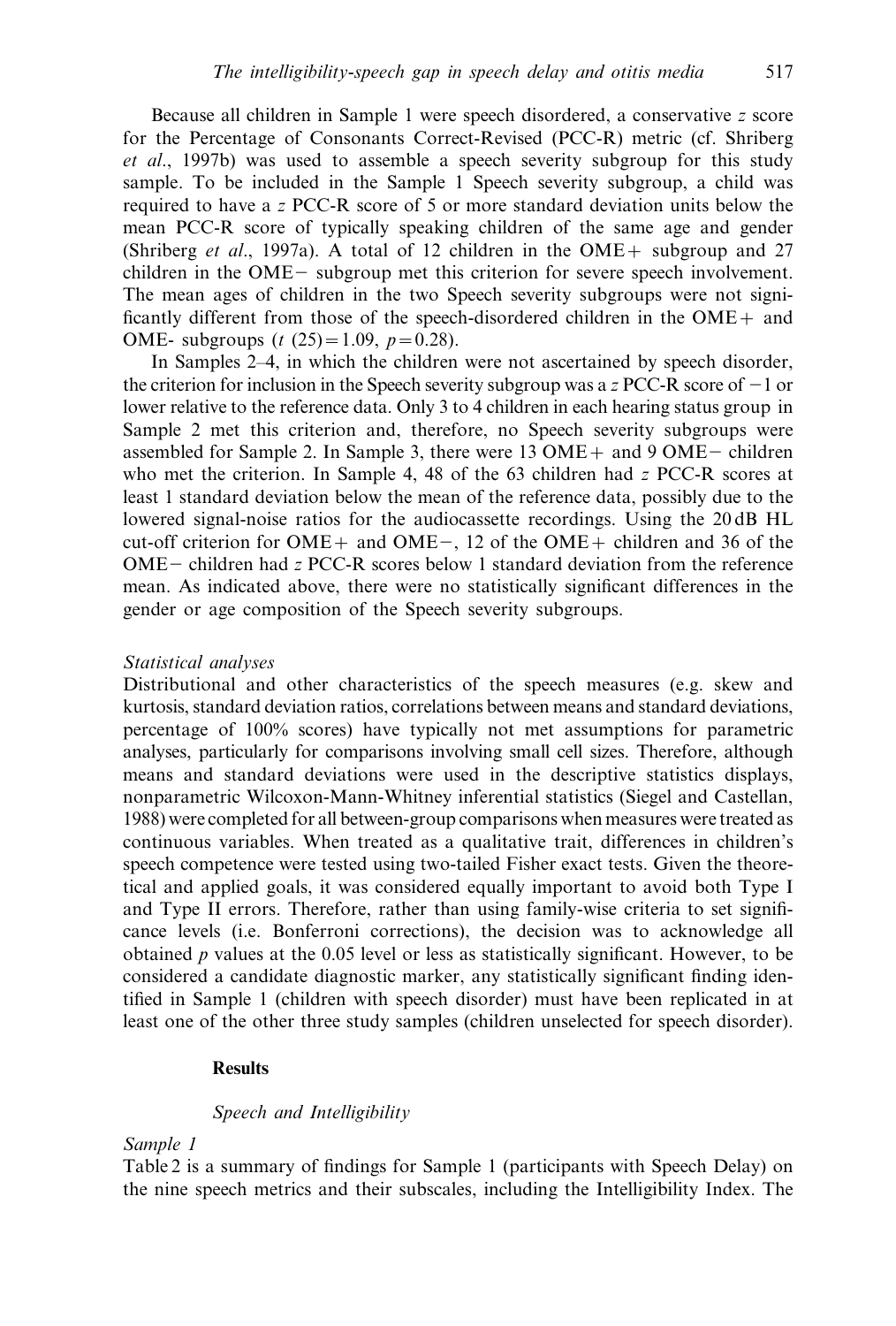Because all children in Sample 1 were speech disordered, a conservative $z$ score for the Percentage of Consonants Correct-Revised (PCC-R) metric (cf. Shriberg *et al*., 1997b) was used to assemble a speech severity subgroup for this study sample. To be included in the Sample 1 Speech severity subgroup, a child was required to have a $z$ PCC-R score of 5 or more standard deviation units below the mean PCC-R score of typically speaking children of the same age and gender (Shriberg *et al*., 1997a). A total of 12 children in the OME+ subgroup and 27 children in the OME− subgroup met this criterion for severe speech involvement. The mean ages of children in the two Speech severity subgroups were not significantly different from those of the speech-disordered children in the OME+ and OME- subgroups ($t\ (25) = 1.09$, $p = 0.28$).

In Samples 2–4, in which the children were not ascertained by speech disorder, the criterion for inclusion in the Speech severity subgroup was a $z$ PCC-R score of −1 or lower relative to the reference data. Only 3 to 4 children in each hearing status group in Sample 2 met this criterion and, therefore, no Speech severity subgroups were assembled for Sample 2. In Sample 3, there were 13 OME+ and 9 OME− children who met the criterion. In Sample 4, 48 of the 63 children had $z$ PCC-R scores at least 1 standard deviation below the mean of the reference data, possibly due to the lowered signal-noise ratios for the audiocassette recordings. Using the 20 dB HL cut-off criterion for OME+ and OME−, 12 of the OME+ children and 36 of the OME− children had $z$ PCC-R scores below 1 standard deviation from the reference mean. As indicated above, there were no statistically significant differences in the gender or age composition of the Speech severity subgroups.

*Statistical analyses*

Distributional and other characteristics of the speech measures (e.g. skew and kurtosis, standard deviation ratios, correlations between means and standard deviations, percentage of 100% scores) have typically not met assumptions for parametric analyses, particularly for comparisons involving small cell sizes. Therefore, although means and standard deviations were used in the descriptive statistics displays, nonparametric Wilcoxon-Mann-Whitney inferential statistics (Siegel and Castellan, 1988) were completed for all between-group comparisons when measures were treated as continuous variables. When treated as a qualitative trait, differences in children's speech competence were tested using two-tailed Fisher exact tests. Given the theoretical and applied goals, it was considered equally important to avoid both Type I and Type II errors. Therefore, rather than using family-wise criteria to set significance levels (i.e. Bonferroni corrections), the decision was to acknowledge all obtained $p$ values at the 0.05 level or less as statistically significant. However, to be considered a candidate diagnostic marker, any statistically significant finding identified in Sample 1 (children with speech disorder) must have been replicated in at least one of the other three study samples (children unselected for speech disorder).

## Results

### *Speech and Intelligibility*

*Sample 1*

Table 2 is a summary of findings for Sample 1 (participants with Speech Delay) on the nine speech metrics and their subscales, including the Intelligibility Index. The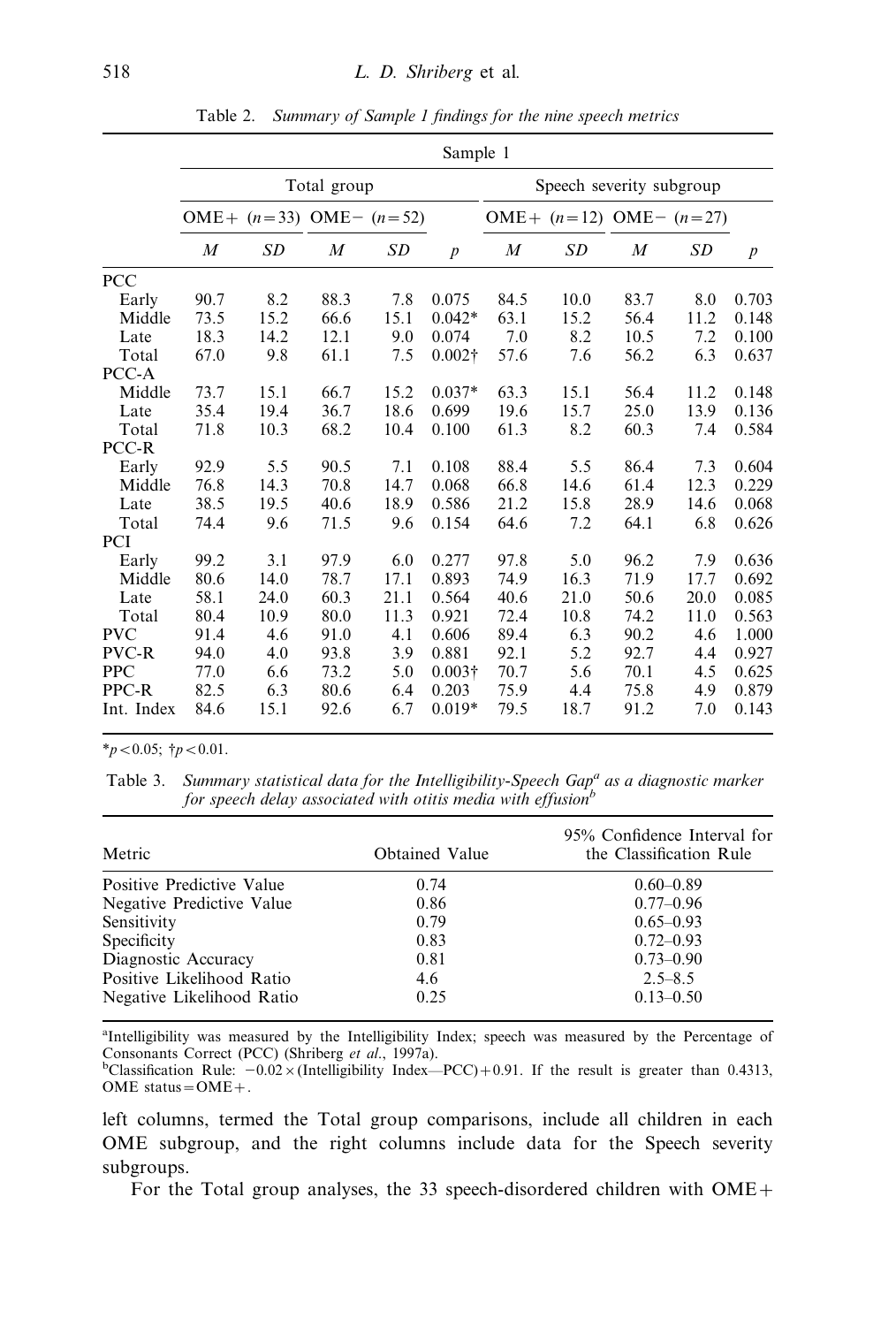Table 2. *Summary of Sample 1 findings for the nine speech metrics*

| | Sample 1 | | | | | | | | | |
|---|---|---|---|---|---|---|---|---|---|---|
| | Total group | | | | | Speech severity subgroup | | | | |
| | OME+ ($n=33$) | | OME− ($n=52$) | | | OME+ ($n=12$) | | OME− ($n=27$) | | |
| | *M* | *SD* | *M* | *SD* | *p* | *M* | *SD* | *M* | *SD* | *p* |
| PCC | | | | | | | | | | |
| Early | 90.7 | 8.2 | 88.3 | 7.8 | 0.075 | 84.5 | 10.0 | 83.7 | 8.0 | 0.703 |
| Middle | 73.5 | 15.2 | 66.6 | 15.1 | 0.042* | 63.1 | 15.2 | 56.4 | 11.2 | 0.148 |
| Late | 18.3 | 14.2 | 12.1 | 9.0 | 0.074 | 7.0 | 8.2 | 10.5 | 7.2 | 0.100 |
| Total | 67.0 | 9.8 | 61.1 | 7.5 | 0.002† | 57.6 | 7.6 | 56.2 | 6.3 | 0.637 |
| PCC-A | | | | | | | | | | |
| Middle | 73.7 | 15.1 | 66.7 | 15.2 | 0.037* | 63.3 | 15.1 | 56.4 | 11.2 | 0.148 |
| Late | 35.4 | 19.4 | 36.7 | 18.6 | 0.699 | 19.6 | 15.7 | 25.0 | 13.9 | 0.136 |
| Total | 71.8 | 10.3 | 68.2 | 10.4 | 0.100 | 61.3 | 8.2 | 60.3 | 7.4 | 0.584 |
| PCC-R | | | | | | | | | | |
| Early | 92.9 | 5.5 | 90.5 | 7.1 | 0.108 | 88.4 | 5.5 | 86.4 | 7.3 | 0.604 |
| Middle | 76.8 | 14.3 | 70.8 | 14.7 | 0.068 | 66.8 | 14.6 | 61.4 | 12.3 | 0.229 |
| Late | 38.5 | 19.5 | 40.6 | 18.9 | 0.586 | 21.2 | 15.8 | 28.9 | 14.6 | 0.068 |
| Total | 74.4 | 9.6 | 71.5 | 9.6 | 0.154 | 64.6 | 7.2 | 64.1 | 6.8 | 0.626 |
| PCI | | | | | | | | | | |
| Early | 99.2 | 3.1 | 97.9 | 6.0 | 0.277 | 97.8 | 5.0 | 96.2 | 7.9 | 0.636 |
| Middle | 80.6 | 14.0 | 78.7 | 17.1 | 0.893 | 74.9 | 16.3 | 71.9 | 17.7 | 0.692 |
| Late | 58.1 | 24.0 | 60.3 | 21.1 | 0.564 | 40.6 | 21.0 | 50.6 | 20.0 | 0.085 |
| Total | 80.4 | 10.9 | 80.0 | 11.3 | 0.921 | 72.4 | 10.8 | 74.2 | 11.0 | 0.563 |
| PVC | 91.4 | 4.6 | 91.0 | 4.1 | 0.606 | 89.4 | 6.3 | 90.2 | 4.6 | 1.000 |
| PVC-R | 94.0 | 4.0 | 93.8 | 3.9 | 0.881 | 92.1 | 5.2 | 92.7 | 4.4 | 0.927 |
| PPC | 77.0 | 6.6 | 73.2 | 5.0 | 0.003† | 70.7 | 5.6 | 70.1 | 4.5 | 0.625 |
| PPC-R | 82.5 | 6.3 | 80.6 | 6.4 | 0.203 | 75.9 | 4.4 | 75.8 | 4.9 | 0.879 |
| Int. Index | 84.6 | 15.1 | 92.6 | 6.7 | 0.019* | 79.5 | 18.7 | 91.2 | 7.0 | 0.143 |

*$p<0.05$; †$p<0.01$.

Table 3. *Summary statistical data for the Intelligibility-Speech Gap[a] as a diagnostic marker for speech delay associated with otitis media with effusion[b]*

| Metric | Obtained Value | 95% Confidence Interval for the Classification Rule |
|---|---|---|
| Positive Predictive Value | 0.74 | 0.60–0.89 |
| Negative Predictive Value | 0.86 | 0.77–0.96 |
| Sensitivity | 0.79 | 0.65–0.93 |
| Specificity | 0.83 | 0.72–0.93 |
| Diagnostic Accuracy | 0.81 | 0.73–0.90 |
| Positive Likelihood Ratio | 4.6 | 2.5–8.5 |
| Negative Likelihood Ratio | 0.25 | 0.13–0.50 |

[a]Intelligibility was measured by the Intelligibility Index; speech was measured by the Percentage of Consonants Correct (PCC) (Shriberg *et al*., 1997a).
[b]Classification Rule: $-0.02\times$(Intelligibility Index—PCC)$+0.91$. If the result is greater than 0.4313, OME status = OME+.

left columns, termed the Total group comparisons, include all children in each OME subgroup, and the right columns include data for the Speech severity subgroups.

For the Total group analyses, the 33 speech-disordered children with OME+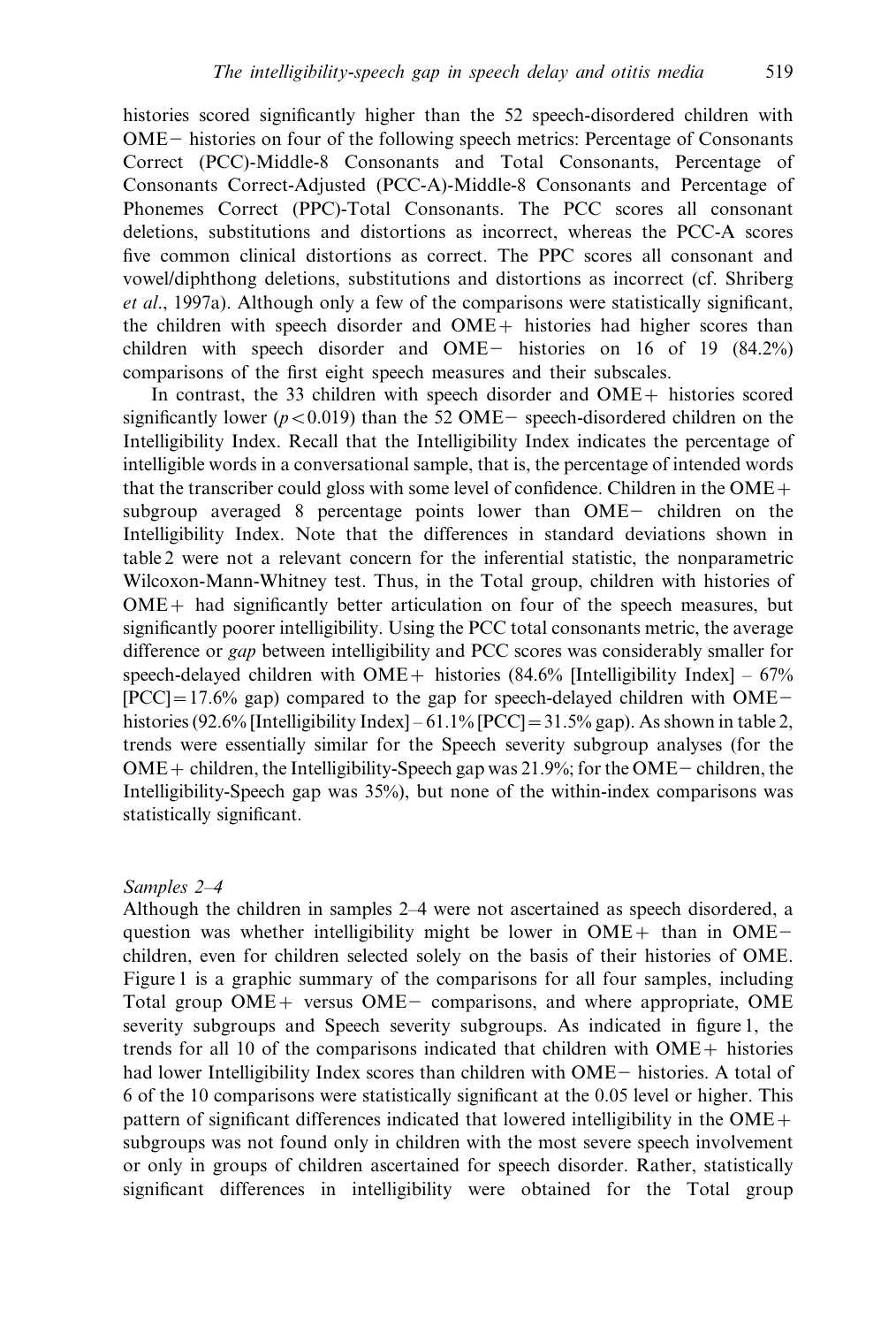histories scored significantly higher than the 52 speech-disordered children with OME− histories on four of the following speech metrics: Percentage of Consonants Correct (PCC)-Middle-8 Consonants and Total Consonants, Percentage of Consonants Correct-Adjusted (PCC-A)-Middle-8 Consonants and Percentage of Phonemes Correct (PPC)-Total Consonants. The PCC scores all consonant deletions, substitutions and distortions as incorrect, whereas the PCC-A scores five common clinical distortions as correct. The PPC scores all consonant and vowel/diphthong deletions, substitutions and distortions as incorrect (cf. Shriberg *et al*., 1997a). Although only a few of the comparisons were statistically significant, the children with speech disorder and OME+ histories had higher scores than children with speech disorder and OME− histories on 16 of 19 (84.2%) comparisons of the first eight speech measures and their subscales.

In contrast, the 33 children with speech disorder and OME+ histories scored significantly lower ($p < 0.019$) than the 52 OME− speech-disordered children on the Intelligibility Index. Recall that the Intelligibility Index indicates the percentage of intelligible words in a conversational sample, that is, the percentage of intended words that the transcriber could gloss with some level of confidence. Children in the OME+ subgroup averaged 8 percentage points lower than OME− children on the Intelligibility Index. Note that the differences in standard deviations shown in table 2 were not a relevant concern for the inferential statistic, the nonparametric Wilcoxon-Mann-Whitney test. Thus, in the Total group, children with histories of OME+ had significantly better articulation on four of the speech measures, but significantly poorer intelligibility. Using the PCC total consonants metric, the average difference or *gap* between intelligibility and PCC scores was considerably smaller for speech-delayed children with OME+ histories (84.6% [Intelligibility Index] – 67% [PCC] = 17.6% gap) compared to the gap for speech-delayed children with OME− histories (92.6% [Intelligibility Index] – 61.1% [PCC] = 31.5% gap). As shown in table 2, trends were essentially similar for the Speech severity subgroup analyses (for the OME+ children, the Intelligibility-Speech gap was 21.9%; for the OME− children, the Intelligibility-Speech gap was 35%), but none of the within-index comparisons was statistically significant.

*Samples 2–4*

Although the children in samples 2–4 were not ascertained as speech disordered, a question was whether intelligibility might be lower in OME+ than in OME− children, even for children selected solely on the basis of their histories of OME. Figure 1 is a graphic summary of the comparisons for all four samples, including Total group OME+ versus OME− comparisons, and where appropriate, OME severity subgroups and Speech severity subgroups. As indicated in figure 1, the trends for all 10 of the comparisons indicated that children with OME+ histories had lower Intelligibility Index scores than children with OME− histories. A total of 6 of the 10 comparisons were statistically significant at the 0.05 level or higher. This pattern of significant differences indicated that lowered intelligibility in the OME+ subgroups was not found only in children with the most severe speech involvement or only in groups of children ascertained for speech disorder. Rather, statistically significant differences in intelligibility were obtained for the Total group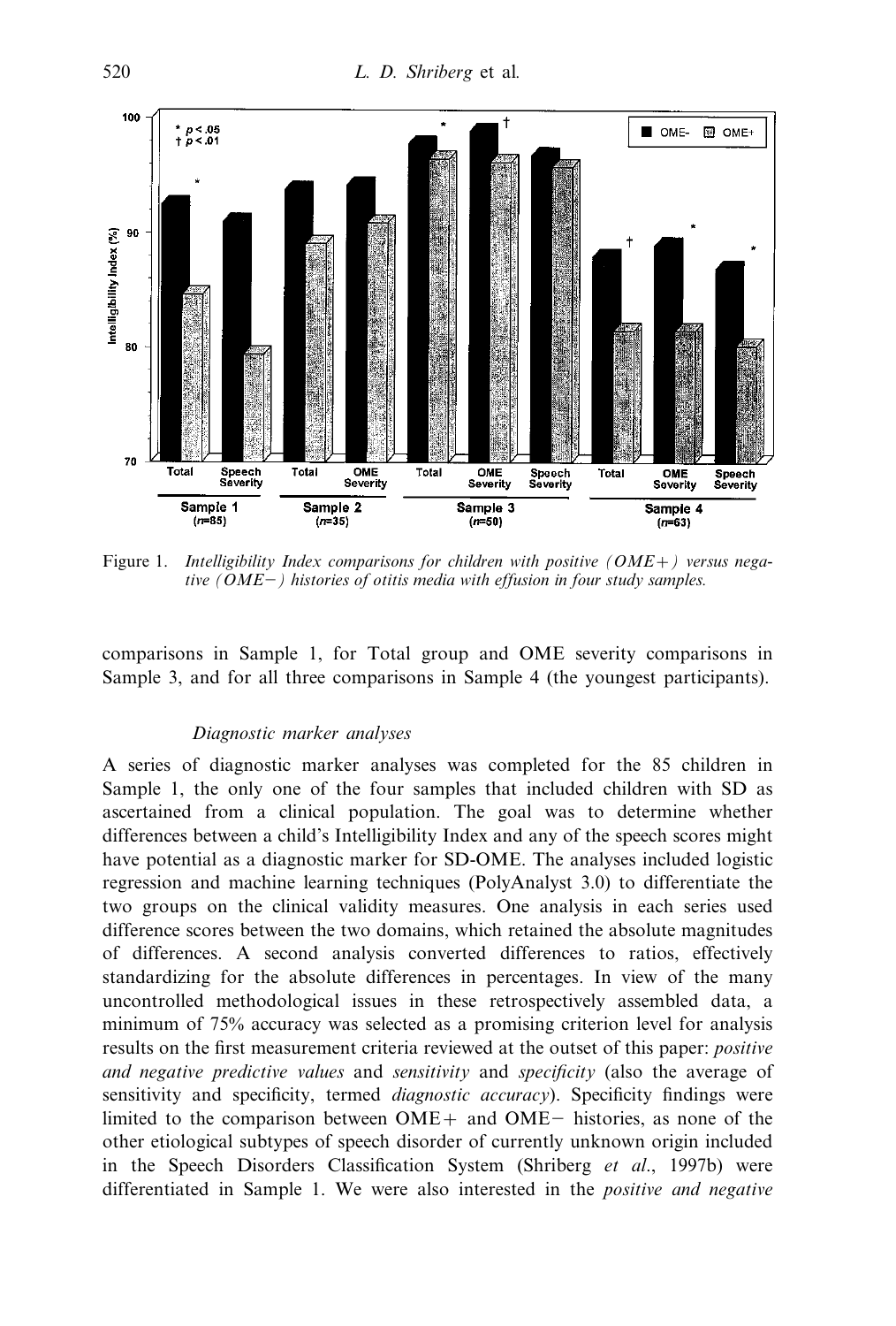Figure 1. *Intelligibility Index comparisons for children with positive (OME+) versus negative (OME−) histories of otitis media with effusion in four study samples.*

comparisons in Sample 1, for Total group and OME severity comparisons in Sample 3, and for all three comparisons in Sample 4 (the youngest participants).

### *Diagnostic marker analyses*

A series of diagnostic marker analyses was completed for the 85 children in Sample 1, the only one of the four samples that included children with SD as ascertained from a clinical population. The goal was to determine whether differences between a child's Intelligibility Index and any of the speech scores might have potential as a diagnostic marker for SD-OME. The analyses included logistic regression and machine learning techniques (PolyAnalyst 3.0) to differentiate the two groups on the clinical validity measures. One analysis in each series used difference scores between the two domains, which retained the absolute magnitudes of differences. A second analysis converted differences to ratios, effectively standardizing for the absolute differences in percentages. In view of the many uncontrolled methodological issues in these retrospectively assembled data, a minimum of 75% accuracy was selected as a promising criterion level for analysis results on the first measurement criteria reviewed at the outset of this paper: *positive and negative predictive values* and *sensitivity* and *specificity* (also the average of sensitivity and specificity, termed *diagnostic accuracy*). Specificity findings were limited to the comparison between OME+ and OME− histories, as none of the other etiological subtypes of speech disorder of currently unknown origin included in the Speech Disorders Classification System (Shriberg *et al.*, 1997b) were differentiated in Sample 1. We were also interested in the *positive and negative*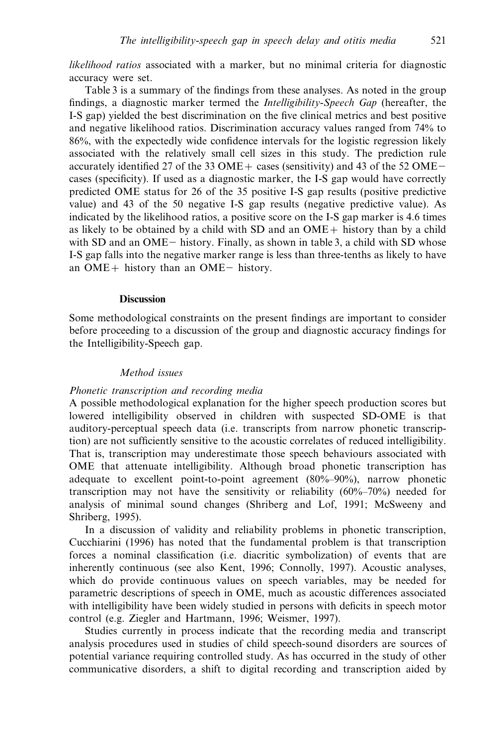*likelihood ratios* associated with a marker, but no minimal criteria for diagnostic accuracy were set.

Table 3 is a summary of the findings from these analyses. As noted in the group findings, a diagnostic marker termed the *Intelligibility-Speech Gap* (hereafter, the I-S gap) yielded the best discrimination on the five clinical metrics and best positive and negative likelihood ratios. Discrimination accuracy values ranged from 74% to 86%, with the expectedly wide confidence intervals for the logistic regression likely associated with the relatively small cell sizes in this study. The prediction rule accurately identified 27 of the 33 OME+ cases (sensitivity) and 43 of the 52 OME− cases (specificity). If used as a diagnostic marker, the I-S gap would have correctly predicted OME status for 26 of the 35 positive I-S gap results (positive predictive value) and 43 of the 50 negative I-S gap results (negative predictive value). As indicated by the likelihood ratios, a positive score on the I-S gap marker is 4.6 times as likely to be obtained by a child with SD and an OME+ history than by a child with SD and an OME− history. Finally, as shown in table 3, a child with SD whose I-S gap falls into the negative marker range is less than three-tenths as likely to have an OME+ history than an OME− history.

## Discussion

Some methodological constraints on the present findings are important to consider before proceeding to a discussion of the group and diagnostic accuracy findings for the Intelligibility-Speech gap.

### *Method issues*

#### *Phonetic transcription and recording media*

A possible methodological explanation for the higher speech production scores but lowered intelligibility observed in children with suspected SD-OME is that auditory-perceptual speech data (i.e. transcripts from narrow phonetic transcription) are not sufficiently sensitive to the acoustic correlates of reduced intelligibility. That is, transcription may underestimate those speech behaviours associated with OME that attenuate intelligibility. Although broad phonetic transcription has adequate to excellent point-to-point agreement (80%–90%), narrow phonetic transcription may not have the sensitivity or reliability (60%–70%) needed for analysis of minimal sound changes (Shriberg and Lof, 1991; McSweeny and Shriberg, 1995).

In a discussion of validity and reliability problems in phonetic transcription, Cucchiarini (1996) has noted that the fundamental problem is that transcription forces a nominal classification (i.e. diacritic symbolization) of events that are inherently continuous (see also Kent, 1996; Connolly, 1997). Acoustic analyses, which do provide continuous values on speech variables, may be needed for parametric descriptions of speech in OME, much as acoustic differences associated with intelligibility have been widely studied in persons with deficits in speech motor control (e.g. Ziegler and Hartmann, 1996; Weismer, 1997).

Studies currently in process indicate that the recording media and transcript analysis procedures used in studies of child speech-sound disorders are sources of potential variance requiring controlled study. As has occurred in the study of other communicative disorders, a shift to digital recording and transcription aided by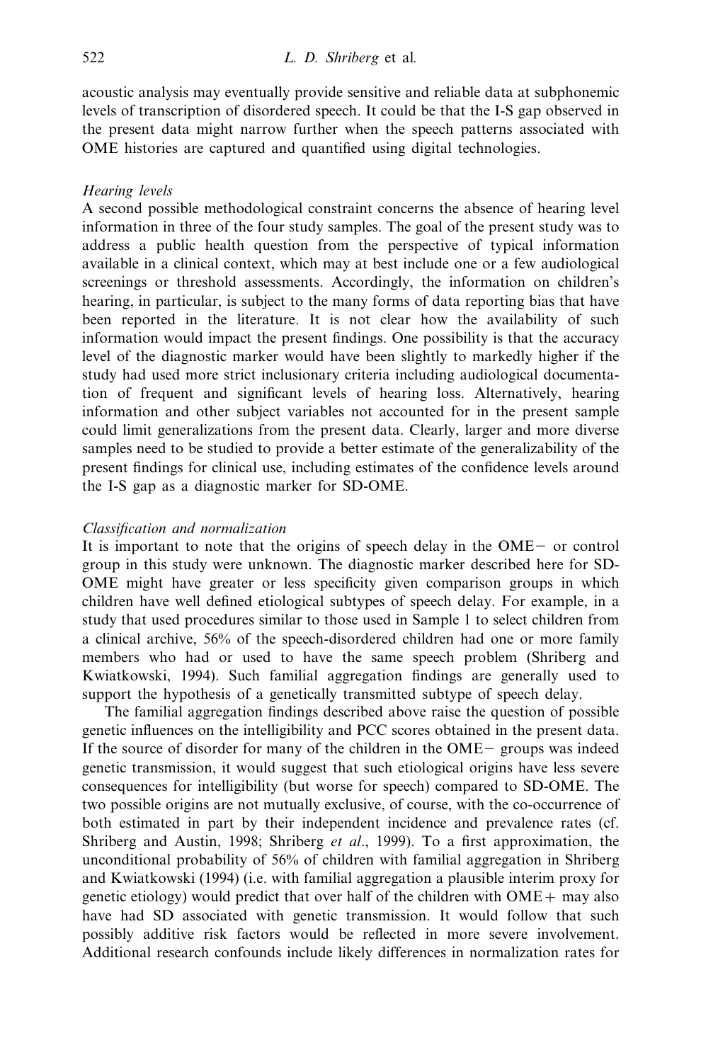acoustic analysis may eventually provide sensitive and reliable data at subphonemic levels of transcription of disordered speech. It could be that the I-S gap observed in the present data might narrow further when the speech patterns associated with OME histories are captured and quantified using digital technologies.

*Hearing levels*

A second possible methodological constraint concerns the absence of hearing level information in three of the four study samples. The goal of the present study was to address a public health question from the perspective of typical information available in a clinical context, which may at best include one or a few audiological screenings or threshold assessments. Accordingly, the information on children's hearing, in particular, is subject to the many forms of data reporting bias that have been reported in the literature. It is not clear how the availability of such information would impact the present findings. One possibility is that the accuracy level of the diagnostic marker would have been slightly to markedly higher if the study had used more strict inclusionary criteria including audiological documentation of frequent and significant levels of hearing loss. Alternatively, hearing information and other subject variables not accounted for in the present sample could limit generalizations from the present data. Clearly, larger and more diverse samples need to be studied to provide a better estimate of the generalizability of the present findings for clinical use, including estimates of the confidence levels around the I-S gap as a diagnostic marker for SD-OME.

*Classification and normalization*

It is important to note that the origins of speech delay in the OME− or control group in this study were unknown. The diagnostic marker described here for SD-OME might have greater or less specificity given comparison groups in which children have well defined etiological subtypes of speech delay. For example, in a study that used procedures similar to those used in Sample 1 to select children from a clinical archive, 56% of the speech-disordered children had one or more family members who had or used to have the same speech problem (Shriberg and Kwiatkowski, 1994). Such familial aggregation findings are generally used to support the hypothesis of a genetically transmitted subtype of speech delay.

The familial aggregation findings described above raise the question of possible genetic influences on the intelligibility and PCC scores obtained in the present data. If the source of disorder for many of the children in the OME− groups was indeed genetic transmission, it would suggest that such etiological origins have less severe consequences for intelligibility (but worse for speech) compared to SD-OME. The two possible origins are not mutually exclusive, of course, with the co-occurrence of both estimated in part by their independent incidence and prevalence rates (cf. Shriberg and Austin, 1998; Shriberg *et al*., 1999). To a first approximation, the unconditional probability of 56% of children with familial aggregation in Shriberg and Kwiatkowski (1994) (i.e. with familial aggregation a plausible interim proxy for genetic etiology) would predict that over half of the children with OME+ may also have had SD associated with genetic transmission. It would follow that such possibly additive risk factors would be reflected in more severe involvement. Additional research confounds include likely differences in normalization rates for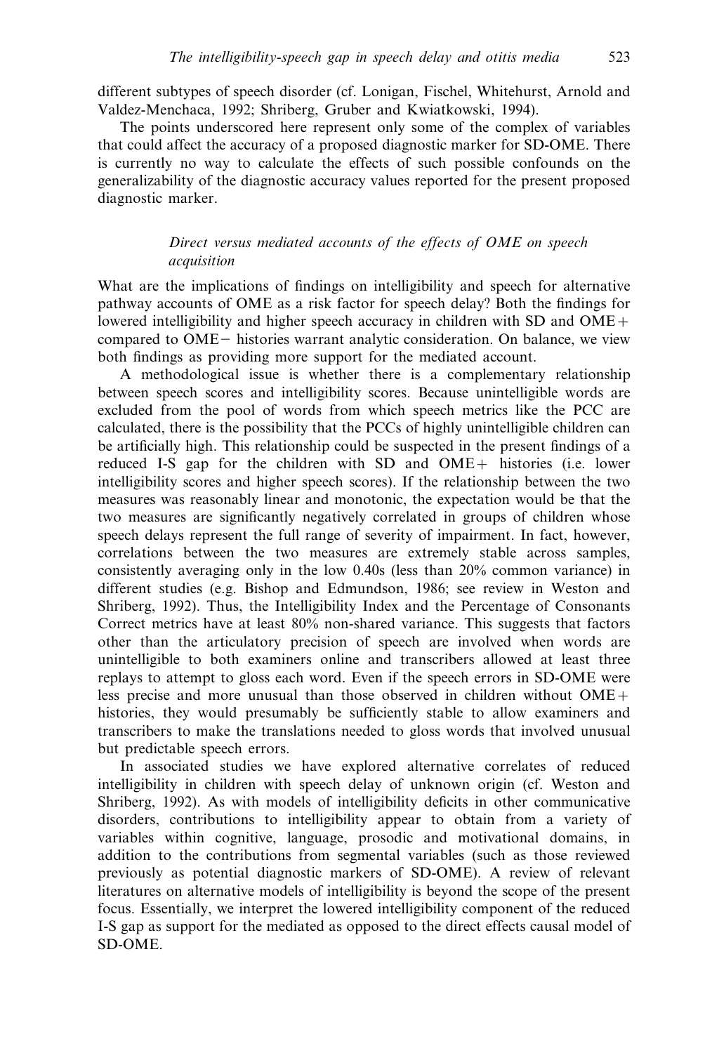different subtypes of speech disorder (cf. Lonigan, Fischel, Whitehurst, Arnold and Valdez-Menchaca, 1992; Shriberg, Gruber and Kwiatkowski, 1994).

The points underscored here represent only some of the complex of variables that could affect the accuracy of a proposed diagnostic marker for SD-OME. There is currently no way to calculate the effects of such possible confounds on the generalizability of the diagnostic accuracy values reported for the present proposed diagnostic marker.

### *Direct versus mediated accounts of the effects of OME on speech acquisition*

What are the implications of findings on intelligibility and speech for alternative pathway accounts of OME as a risk factor for speech delay? Both the findings for lowered intelligibility and higher speech accuracy in children with SD and OME+ compared to OME− histories warrant analytic consideration. On balance, we view both findings as providing more support for the mediated account.

A methodological issue is whether there is a complementary relationship between speech scores and intelligibility scores. Because unintelligible words are excluded from the pool of words from which speech metrics like the PCC are calculated, there is the possibility that the PCCs of highly unintelligible children can be artificially high. This relationship could be suspected in the present findings of a reduced I-S gap for the children with SD and OME+ histories (i.e. lower intelligibility scores and higher speech scores). If the relationship between the two measures was reasonably linear and monotonic, the expectation would be that the two measures are significantly negatively correlated in groups of children whose speech delays represent the full range of severity of impairment. In fact, however, correlations between the two measures are extremely stable across samples, consistently averaging only in the low 0.40s (less than 20% common variance) in different studies (e.g. Bishop and Edmundson, 1986; see review in Weston and Shriberg, 1992). Thus, the Intelligibility Index and the Percentage of Consonants Correct metrics have at least 80% non-shared variance. This suggests that factors other than the articulatory precision of speech are involved when words are unintelligible to both examiners online and transcribers allowed at least three replays to attempt to gloss each word. Even if the speech errors in SD-OME were less precise and more unusual than those observed in children without OME+ histories, they would presumably be sufficiently stable to allow examiners and transcribers to make the translations needed to gloss words that involved unusual but predictable speech errors.

In associated studies we have explored alternative correlates of reduced intelligibility in children with speech delay of unknown origin (cf. Weston and Shriberg, 1992). As with models of intelligibility deficits in other communicative disorders, contributions to intelligibility appear to obtain from a variety of variables within cognitive, language, prosodic and motivational domains, in addition to the contributions from segmental variables (such as those reviewed previously as potential diagnostic markers of SD-OME). A review of relevant literatures on alternative models of intelligibility is beyond the scope of the present focus. Essentially, we interpret the lowered intelligibility component of the reduced I-S gap as support for the mediated as opposed to the direct effects causal model of SD-OME.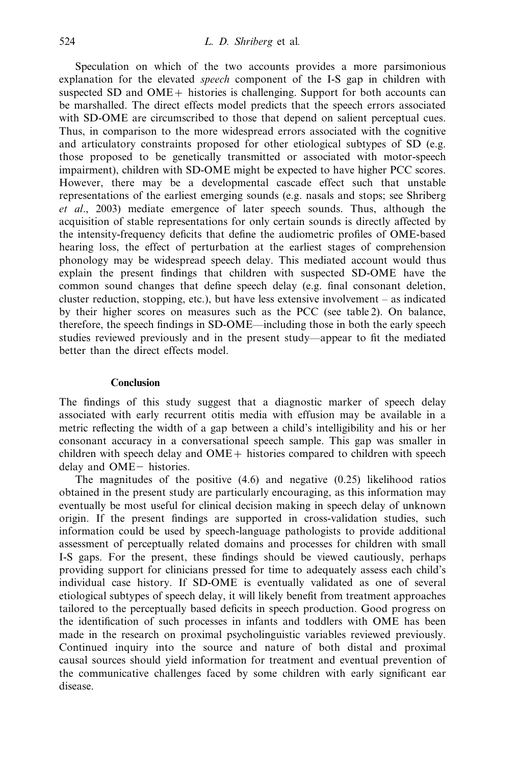Speculation on which of the two accounts provides a more parsimonious explanation for the elevated *speech* component of the I-S gap in children with suspected SD and OME+ histories is challenging. Support for both accounts can be marshalled. The direct effects model predicts that the speech errors associated with SD-OME are circumscribed to those that depend on salient perceptual cues. Thus, in comparison to the more widespread errors associated with the cognitive and articulatory constraints proposed for other etiological subtypes of SD (e.g. those proposed to be genetically transmitted or associated with motor-speech impairment), children with SD-OME might be expected to have higher PCC scores. However, there may be a developmental cascade effect such that unstable representations of the earliest emerging sounds (e.g. nasals and stops; see Shriberg *et al*., 2003) mediate emergence of later speech sounds. Thus, although the acquisition of stable representations for only certain sounds is directly affected by the intensity-frequency deficits that define the audiometric profiles of OME-based hearing loss, the effect of perturbation at the earliest stages of comprehension phonology may be widespread speech delay. This mediated account would thus explain the present findings that children with suspected SD-OME have the common sound changes that define speech delay (e.g. final consonant deletion, cluster reduction, stopping, etc.), but have less extensive involvement – as indicated by their higher scores on measures such as the PCC (see table 2). On balance, therefore, the speech findings in SD-OME—including those in both the early speech studies reviewed previously and in the present study—appear to fit the mediated better than the direct effects model.

## Conclusion

The findings of this study suggest that a diagnostic marker of speech delay associated with early recurrent otitis media with effusion may be available in a metric reflecting the width of a gap between a child's intelligibility and his or her consonant accuracy in a conversational speech sample. This gap was smaller in children with speech delay and OME+ histories compared to children with speech delay and OME− histories.

The magnitudes of the positive (4.6) and negative (0.25) likelihood ratios obtained in the present study are particularly encouraging, as this information may eventually be most useful for clinical decision making in speech delay of unknown origin. If the present findings are supported in cross-validation studies, such information could be used by speech-language pathologists to provide additional assessment of perceptually related domains and processes for children with small I-S gaps. For the present, these findings should be viewed cautiously, perhaps providing support for clinicians pressed for time to adequately assess each child's individual case history. If SD-OME is eventually validated as one of several etiological subtypes of speech delay, it will likely benefit from treatment approaches tailored to the perceptually based deficits in speech production. Good progress on the identification of such processes in infants and toddlers with OME has been made in the research on proximal psycholinguistic variables reviewed previously. Continued inquiry into the source and nature of both distal and proximal causal sources should yield information for treatment and eventual prevention of the communicative challenges faced by some children with early significant ear disease.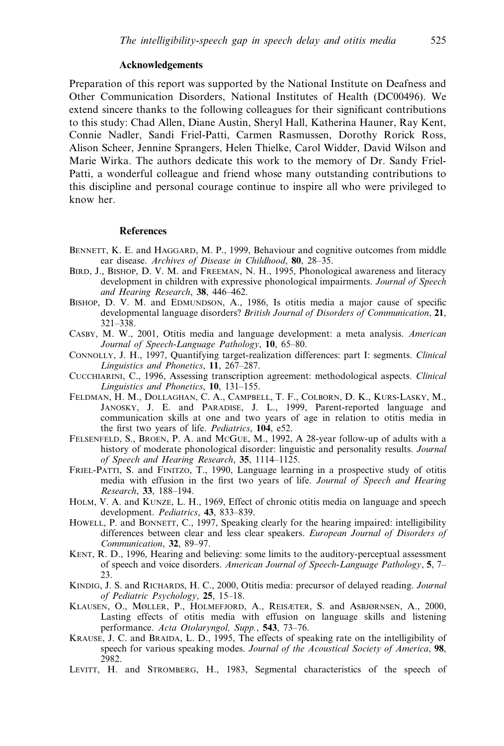### Acknowledgements

Preparation of this report was supported by the National Institute on Deafness and Other Communication Disorders, National Institutes of Health (DC00496). We extend sincere thanks to the following colleagues for their significant contributions to this study: Chad Allen, Diane Austin, Sheryl Hall, Katherina Hauner, Ray Kent, Connie Nadler, Sandi Friel-Patti, Carmen Rasmussen, Dorothy Rorick Ross, Alison Scheer, Jennine Sprangers, Helen Thielke, Carol Widder, David Wilson and Marie Wirka. The authors dedicate this work to the memory of Dr. Sandy Friel-Patti, a wonderful colleague and friend whose many outstanding contributions to this discipline and personal courage continue to inspire all who were privileged to know her.

### References

Bennett, K. E. and Haggard, M. P., 1999, Behaviour and cognitive outcomes from middle ear disease. *Archives of Disease in Childhood*, **80**, 28–35.

Bird, J., Bishop, D. V. M. and Freeman, N. H., 1995, Phonological awareness and literacy development in children with expressive phonological impairments. *Journal of Speech and Hearing Research*, **38**, 446–462.

Bishop, D. V. M. and Edmundson, A., 1986, Is otitis media a major cause of specific developmental language disorders? *British Journal of Disorders of Communication*, **21**, 321–338.

Casby, M. W., 2001, Otitis media and language development: a meta analysis. *American Journal of Speech-Language Pathology*, **10**, 65–80.

Connolly, J. H., 1997, Quantifying target-realization differences: part I: segments. *Clinical Linguistics and Phonetics*, **11**, 267–287.

Cucchiarini, C., 1996, Assessing transcription agreement: methodological aspects. *Clinical Linguistics and Phonetics*, **10**, 131–155.

Feldman, H. M., Dollaghan, C. A., Campbell, T. F., Colborn, D. K., Kurs-Lasky, M., Janosky, J. E. and Paradise, J. L., 1999, Parent-reported language and communication skills at one and two years of age in relation to otitis media in the first two years of life. *Pediatrics*, **104**, e52.

Felsenfeld, S., Broen, P. A. and McGue, M., 1992, A 28-year follow-up of adults with a history of moderate phonological disorder: linguistic and personality results. *Journal of Speech and Hearing Research*, **35**, 1114–1125.

Friel-Patti, S. and Finitzo, T., 1990, Language learning in a prospective study of otitis media with effusion in the first two years of life. *Journal of Speech and Hearing Research*, **33**, 188–194.

Holm, V. A. and Kunze, L. H., 1969, Effect of chronic otitis media on language and speech development. *Pediatrics*, **43**, 833–839.

Howell, P. and Bonnett, C., 1997, Speaking clearly for the hearing impaired: intelligibility differences between clear and less clear speakers. *European Journal of Disorders of Communication*, **32**, 89–97.

Kent, R. D., 1996, Hearing and believing: some limits to the auditory-perceptual assessment of speech and voice disorders. *American Journal of Speech-Language Pathology*, **5**, 7–23.

Kindig, J. S. and Richards, H. C., 2000, Otitis media: precursor of delayed reading. *Journal of Pediatric Psychology*, **25**, 15–18.

Klausen, O., Møller, P., Holmefjord, A., Reisæter, S. and Asbjørnsen, A., 2000, Lasting effects of otitis media with effusion on language skills and listening performance. *Acta Otolaryngol, Supp.*, **543**, 73–76.

Krause, J. C. and Braida, L. D., 1995, The effects of speaking rate on the intelligibility of speech for various speaking modes. *Journal of the Acoustical Society of America*, **98**, 2982.

Levitt, H. and Stromberg, H., 1983, Segmental characteristics of the speech of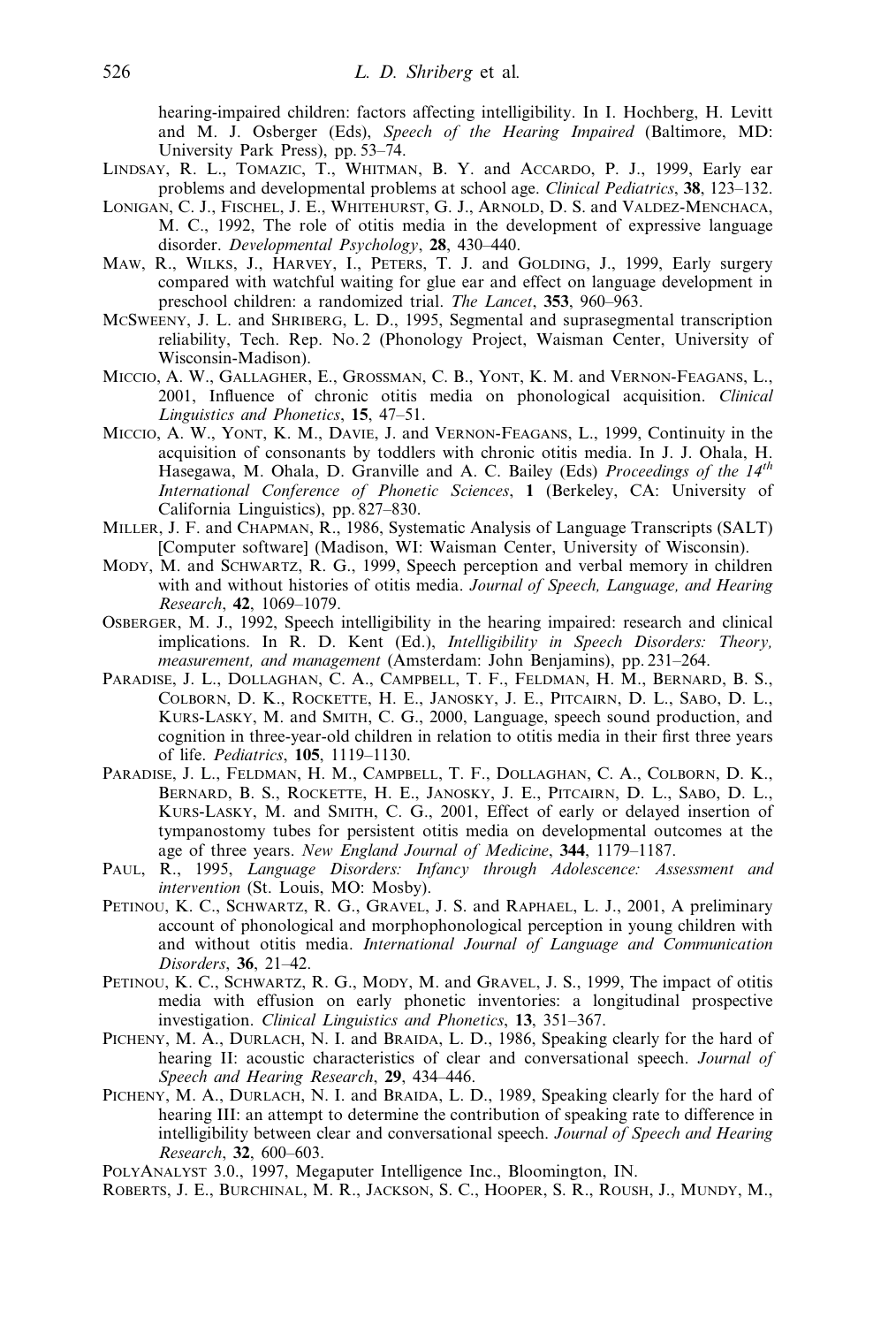hearing-impaired children: factors affecting intelligibility. In I. Hochberg, H. Levitt and M. J. Osberger (Eds), *Speech of the Hearing Impaired* (Baltimore, MD: University Park Press), pp. 53–74.

Lindsay, R. L., Tomazic, T., Whitman, B. Y. and Accardo, P. J., 1999, Early ear problems and developmental problems at school age. *Clinical Pediatrics*, **38**, 123–132.

Lonigan, C. J., Fischel, J. E., Whitehurst, G. J., Arnold, D. S. and Valdez-Menchaca, M. C., 1992, The role of otitis media in the development of expressive language disorder. *Developmental Psychology*, **28**, 430–440.

Maw, R., Wilks, J., Harvey, I., Peters, T. J. and Golding, J., 1999, Early surgery compared with watchful waiting for glue ear and effect on language development in preschool children: a randomized trial. *The Lancet*, **353**, 960–963.

McSweeny, J. L. and Shriberg, L. D., 1995, Segmental and suprasegmental transcription reliability, Tech. Rep. No. 2 (Phonology Project, Waisman Center, University of Wisconsin-Madison).

Miccio, A. W., Gallagher, E., Grossman, C. B., Yont, K. M. and Vernon-Feagans, L., 2001, Influence of chronic otitis media on phonological acquisition. *Clinical Linguistics and Phonetics*, **15**, 47–51.

Miccio, A. W., Yont, K. M., Davie, J. and Vernon-Feagans, L., 1999, Continuity in the acquisition of consonants by toddlers with chronic otitis media. In J. J. Ohala, H. Hasegawa, M. Ohala, D. Granville and A. C. Bailey (Eds) *Proceedings of the 14th International Conference of Phonetic Sciences*, **1** (Berkeley, CA: University of California Linguistics), pp. 827–830.

Miller, J. F. and Chapman, R., 1986, Systematic Analysis of Language Transcripts (SALT) [Computer software] (Madison, WI: Waisman Center, University of Wisconsin).

Mody, M. and Schwartz, R. G., 1999, Speech perception and verbal memory in children with and without histories of otitis media. *Journal of Speech, Language, and Hearing Research*, **42**, 1069–1079.

Osberger, M. J., 1992, Speech intelligibility in the hearing impaired: research and clinical implications. In R. D. Kent (Ed.), *Intelligibility in Speech Disorders: Theory, measurement, and management* (Amsterdam: John Benjamins), pp. 231–264.

Paradise, J. L., Dollaghan, C. A., Campbell, T. F., Feldman, H. M., Bernard, B. S., Colborn, D. K., Rockette, H. E., Janosky, J. E., Pitcairn, D. L., Sabo, D. L., Kurs-Lasky, M. and Smith, C. G., 2000, Language, speech sound production, and cognition in three-year-old children in relation to otitis media in their first three years of life. *Pediatrics*, **105**, 1119–1130.

Paradise, J. L., Feldman, H. M., Campbell, T. F., Dollaghan, C. A., Colborn, D. K., Bernard, B. S., Rockette, H. E., Janosky, J. E., Pitcairn, D. L., Sabo, D. L., Kurs-Lasky, M. and Smith, C. G., 2001, Effect of early or delayed insertion of tympanostomy tubes for persistent otitis media on developmental outcomes at the age of three years. *New England Journal of Medicine*, **344**, 1179–1187.

Paul, R., 1995, *Language Disorders: Infancy through Adolescence: Assessment and intervention* (St. Louis, MO: Mosby).

Petinou, K. C., Schwartz, R. G., Gravel, J. S. and Raphael, L. J., 2001, A preliminary account of phonological and morphophonological perception in young children with and without otitis media. *International Journal of Language and Communication Disorders*, **36**, 21–42.

Petinou, K. C., Schwartz, R. G., Mody, M. and Gravel, J. S., 1999, The impact of otitis media with effusion on early phonetic inventories: a longitudinal prospective investigation. *Clinical Linguistics and Phonetics*, **13**, 351–367.

Picheny, M. A., Durlach, N. I. and Braida, L. D., 1986, Speaking clearly for the hard of hearing II: acoustic characteristics of clear and conversational speech. *Journal of Speech and Hearing Research*, **29**, 434–446.

Picheny, M. A., Durlach, N. I. and Braida, L. D., 1989, Speaking clearly for the hard of hearing III: an attempt to determine the contribution of speaking rate to difference in intelligibility between clear and conversational speech. *Journal of Speech and Hearing Research*, **32**, 600–603.

PolyAnalyst 3.0., 1997, Megaputer Intelligence Inc., Bloomington, IN.

Roberts, J. E., Burchinal, M. R., Jackson, S. C., Hooper, S. R., Roush, J., Mundy, M.,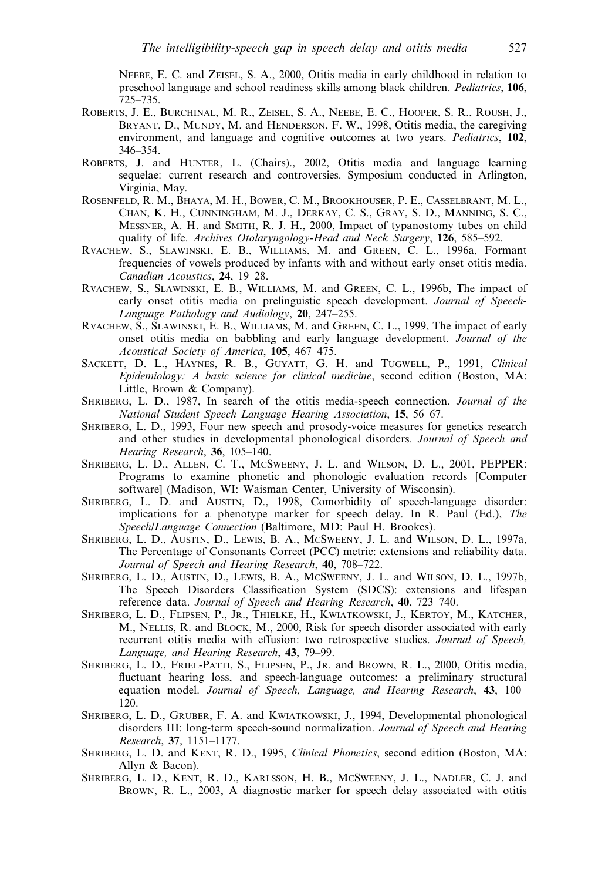Neebe, E. C. and Zeisel, S. A., 2000, Otitis media in early childhood in relation to preschool language and school readiness skills among black children. *Pediatrics*, **106**, 725–735.

Roberts, J. E., Burchinal, M. R., Zeisel, S. A., Neebe, E. C., Hooper, S. R., Roush, J., Bryant, D., Mundy, M. and Henderson, F. W., 1998, Otitis media, the caregiving environment, and language and cognitive outcomes at two years. *Pediatrics*, **102**, 346–354.

Roberts, J. and Hunter, L. (Chairs)., 2002, Otitis media and language learning sequelae: current research and controversies. Symposium conducted in Arlington, Virginia, May.

Rosenfeld, R. M., Bhaya, M. H., Bower, C. M., Brookhouser, P. E., Casselbrant, M. L., Chan, K. H., Cunningham, M. J., Derkay, C. S., Gray, S. D., Manning, S. C., Messner, A. H. and Smith, R. J. H., 2000, Impact of typanostomy tubes on child quality of life. *Archives Otolaryngology-Head and Neck Surgery*, **126**, 585–592.

Rvachew, S., Slawinski, E. B., Williams, M. and Green, C. L., 1996a, Formant frequencies of vowels produced by infants with and without early onset otitis media. *Canadian Acoustics*, **24**, 19–28.

Rvachew, S., Slawinski, E. B., Williams, M. and Green, C. L., 1996b, The impact of early onset otitis media on prelinguistic speech development. *Journal of Speech-Language Pathology and Audiology*, **20**, 247–255.

Rvachew, S., Slawinski, E. B., Williams, M. and Green, C. L., 1999, The impact of early onset otitis media on babbling and early language development. *Journal of the Acoustical Society of America*, **105**, 467–475.

Sackett, D. L., Haynes, R. B., Guyatt, G. H. and Tugwell, P., 1991, *Clinical Epidemiology: A basic science for clinical medicine*, second edition (Boston, MA: Little, Brown & Company).

Shriberg, L. D., 1987, In search of the otitis media-speech connection. *Journal of the National Student Speech Language Hearing Association*, **15**, 56–67.

Shriberg, L. D., 1993, Four new speech and prosody-voice measures for genetics research and other studies in developmental phonological disorders. *Journal of Speech and Hearing Research*, **36**, 105–140.

Shriberg, L. D., Allen, C. T., McSweeny, J. L. and Wilson, D. L., 2001, PEPPER: Programs to examine phonetic and phonologic evaluation records [Computer software] (Madison, WI: Waisman Center, University of Wisconsin).

Shriberg, L. D. and Austin, D., 1998, Comorbidity of speech-language disorder: implications for a phenotype marker for speech delay. In R. Paul (Ed.), *The Speech/Language Connection* (Baltimore, MD: Paul H. Brookes).

Shriberg, L. D., Austin, D., Lewis, B. A., McSweeny, J. L. and Wilson, D. L., 1997a, The Percentage of Consonants Correct (PCC) metric: extensions and reliability data. *Journal of Speech and Hearing Research*, **40**, 708–722.

Shriberg, L. D., Austin, D., Lewis, B. A., McSweeny, J. L. and Wilson, D. L., 1997b, The Speech Disorders Classification System (SDCS): extensions and lifespan reference data. *Journal of Speech and Hearing Research*, **40**, 723–740.

Shriberg, L. D., Flipsen, P., Jr., Thielke, H., Kwiatkowski, J., Kertoy, M., Katcher, M., Nellis, R. and Block, M., 2000, Risk for speech disorder associated with early recurrent otitis media with effusion: two retrospective studies. *Journal of Speech, Language, and Hearing Research*, **43**, 79–99.

Shriberg, L. D., Friel-Patti, S., Flipsen, P., Jr. and Brown, R. L., 2000, Otitis media, fluctuant hearing loss, and speech-language outcomes: a preliminary structural equation model. *Journal of Speech, Language, and Hearing Research*, **43**, 100–120.

Shriberg, L. D., Gruber, F. A. and Kwiatkowski, J., 1994, Developmental phonological disorders III: long-term speech-sound normalization. *Journal of Speech and Hearing Research*, **37**, 1151–1177.

Shriberg, L. D. and Kent, R. D., 1995, *Clinical Phonetics*, second edition (Boston, MA: Allyn & Bacon).

Shriberg, L. D., Kent, R. D., Karlsson, H. B., McSweeny, J. L., Nadler, C. J. and Brown, R. L., 2003, A diagnostic marker for speech delay associated with otitis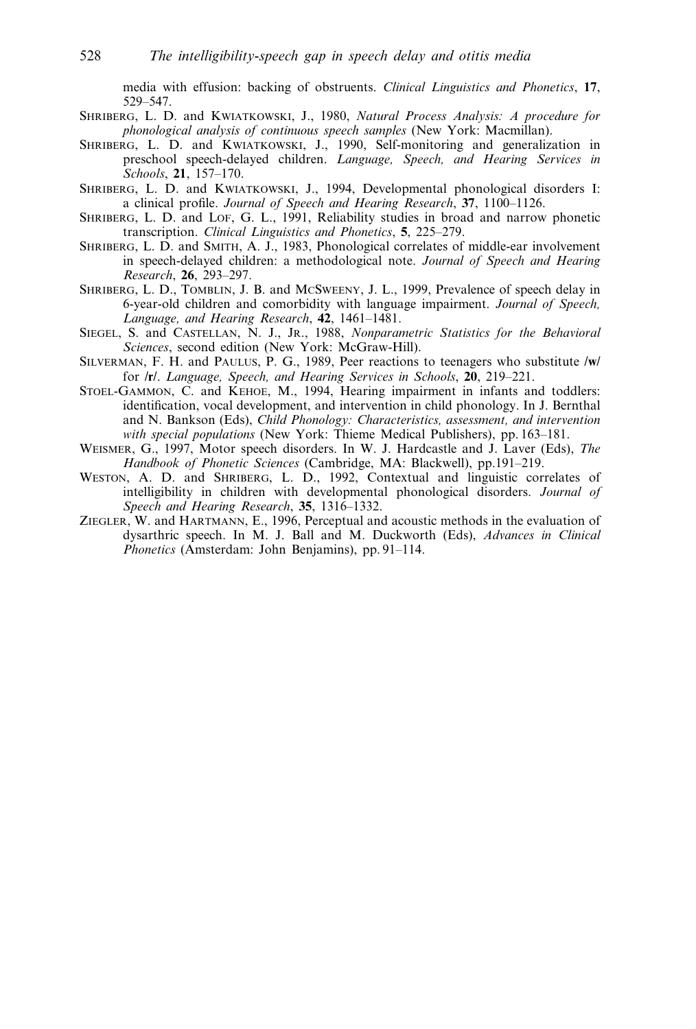media with effusion: backing of obstruents. *Clinical Linguistics and Phonetics*, **17**, 529–547.

Shriberg, L. D. and Kwiatkowski, J., 1980, *Natural Process Analysis: A procedure for phonological analysis of continuous speech samples* (New York: Macmillan).

Shriberg, L. D. and Kwiatkowski, J., 1990, Self-monitoring and generalization in preschool speech-delayed children. *Language, Speech, and Hearing Services in Schools*, **21**, 157–170.

Shriberg, L. D. and Kwiatkowski, J., 1994, Developmental phonological disorders I: a clinical profile. *Journal of Speech and Hearing Research*, **37**, 1100–1126.

Shriberg, L. D. and Lof, G. L., 1991, Reliability studies in broad and narrow phonetic transcription. *Clinical Linguistics and Phonetics*, **5**, 225–279.

Shriberg, L. D. and Smith, A. J., 1983, Phonological correlates of middle-ear involvement in speech-delayed children: a methodological note. *Journal of Speech and Hearing Research*, **26**, 293–297.

Shriberg, L. D., Tomblin, J. B. and McSweeny, J. L., 1999, Prevalence of speech delay in 6-year-old children and comorbidity with language impairment. *Journal of Speech, Language, and Hearing Research*, **42**, 1461–1481.

Siegel, S. and Castellan, N. J., Jr., 1988, *Nonparametric Statistics for the Behavioral Sciences*, second edition (New York: McGraw-Hill).

Silverman, F. H. and Paulus, P. G., 1989, Peer reactions to teenagers who substitute /**w**/ for /**r**/. *Language, Speech, and Hearing Services in Schools*, **20**, 219–221.

Stoel-Gammon, C. and Kehoe, M., 1994, Hearing impairment in infants and toddlers: identification, vocal development, and intervention in child phonology. In J. Bernthal and N. Bankson (Eds), *Child Phonology: Characteristics, assessment, and intervention with special populations* (New York: Thieme Medical Publishers), pp. 163–181.

Weismer, G., 1997, Motor speech disorders. In W. J. Hardcastle and J. Laver (Eds), *The Handbook of Phonetic Sciences* (Cambridge, MA: Blackwell), pp.191–219.

Weston, A. D. and Shriberg, L. D., 1992, Contextual and linguistic correlates of intelligibility in children with developmental phonological disorders. *Journal of Speech and Hearing Research*, **35**, 1316–1332.

Ziegler, W. and Hartmann, E., 1996, Perceptual and acoustic methods in the evaluation of dysarthric speech. In M. J. Ball and M. Duckworth (Eds), *Advances in Clinical Phonetics* (Amsterdam: John Benjamins), pp. 91–114.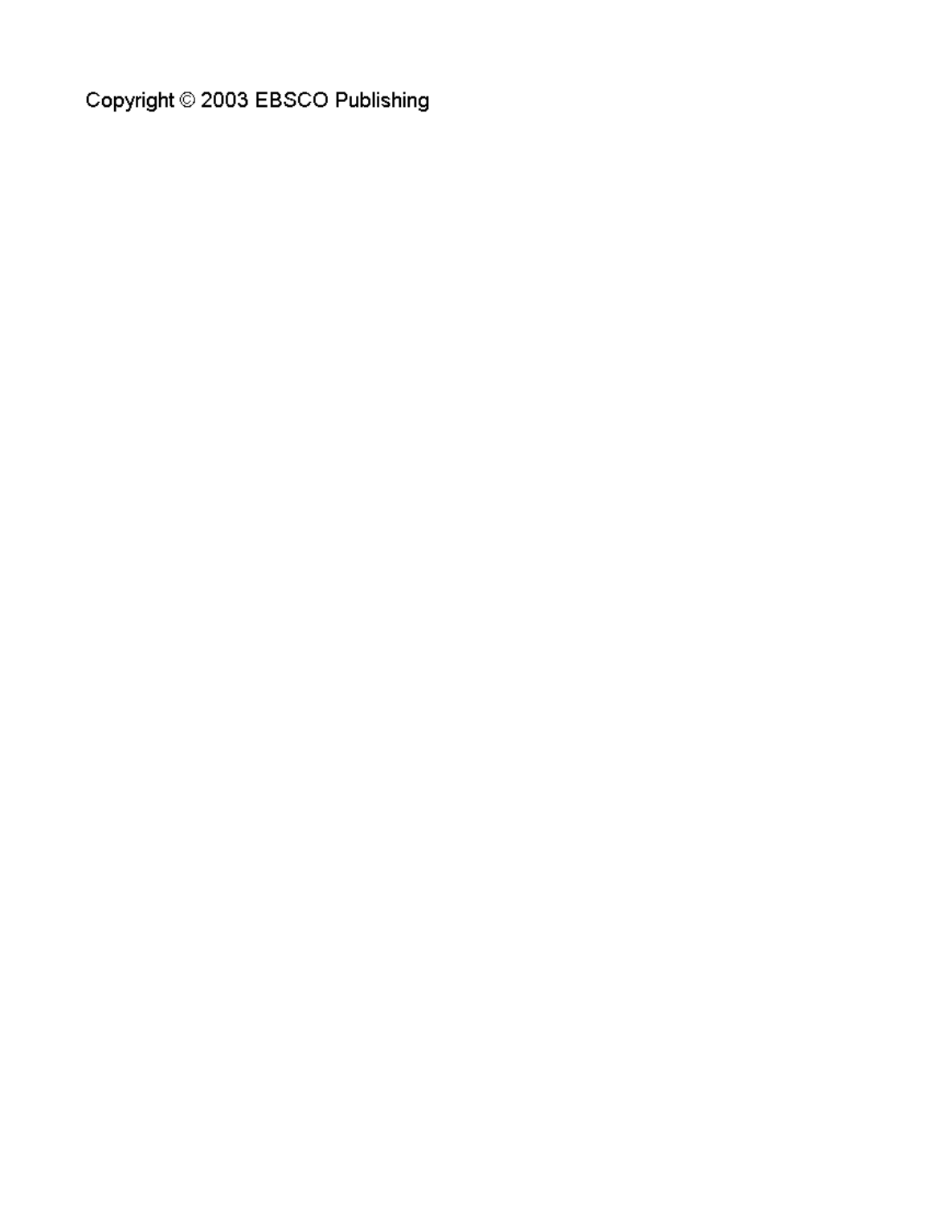Copyright © 2003 EBSCO Publishing